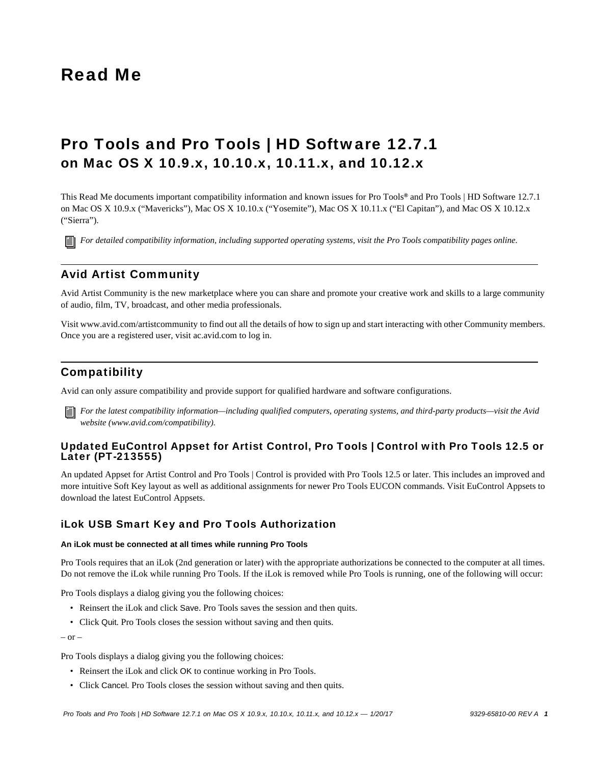# Read Me

## Pro Tools and Pro Tools | HD Software 12.7.1 on Mac OS X 10.9.x, 10.10.x, 10.11.x, and 10.12.x

This Read Me documents important compatibility information and known issues for Pro Tools® and Pro Tools | HD Software 12.7.1 on Mac OS X 10.9.x ("Mavericks"), Mac OS X 10.10.x ("Yosemite"), Mac OS X 10.11.x ("El Capitan"), and Mac OS X 10.12.x ("Sierra").

*For detailed compatibility information, including supported operating systems, visit the Pro Tools compatibility pages online.*

## Avid Artist Community

Avid Artist Community is the new marketplace where you can share and promote your creative work and skills to a large community of audio, film, TV, broadcast, and other media professionals.

Visit www.avid.com/artistcommunity to find out all the details of how to sign up and start interacting with other Community members. Once you are a registered user, visit ac.avid.com to log in.

## Compatibility

Avid can only assure compatibility and provide support for qualified hardware and software configurations.

*For the latest compatibility information—including qualified computers, operating systems, and third-party products—visit the Avid website (www.avid.com/compatibility).*

### Updated EuControl Appset for Artist Control, Pro Tools | Control with Pro Tools 12.5 or Later (PT-213555)

An updated Appset for Artist Control and Pro Tools | Control is provided with Pro Tools 12.5 or later. This includes an improved and more intuitive Soft Key layout as well as additional assignments for newer Pro Tools EUCON commands. Visit EuControl Appsets to download the latest EuControl Appsets.

### iLok USB Smart Key and Pro Tools Authorization

**An iLok must be connected at all times while running Pro Tools**

Pro Tools requires that an iLok (2nd generation or later) with the appropriate authorizations be connected to the computer at all times. Do not remove the iLok while running Pro Tools. If the iLok is removed while Pro Tools is running, one of the following will occur:

Pro Tools displays a dialog giving you the following choices:

- Reinsert the iLok and click Save. Pro Tools saves the session and then quits.
- Click Quit. Pro Tools closes the session without saving and then quits.

– or –

Pro Tools displays a dialog giving you the following choices:

- Reinsert the iLok and click OK to continue working in Pro Tools.
- Click Cancel. Pro Tools closes the session without saving and then quits.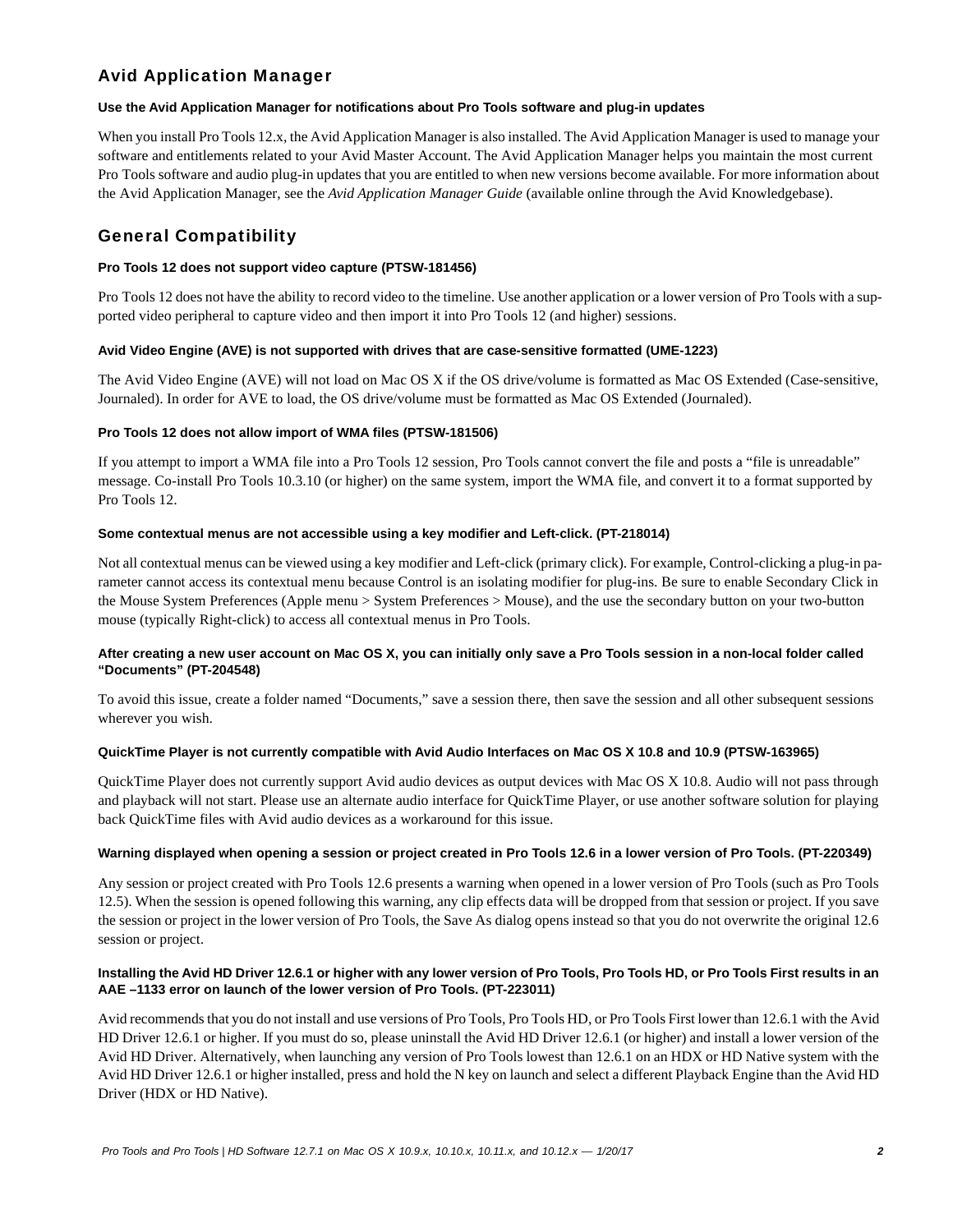## Avid Application Manager

**Use the Avid Application Manager for notifications about Pro Tools software and plug-in updates**

When you install Pro Tools 12.x, the Avid Application Manager is also installed. The Avid Application Manager is used to manage your software and entitlements related to your Avid Master Account. The Avid Application Manager helps you maintain the most current Pro Tools software and audio plug-in updates that you are entitled to when new versions become available. For more information about the Avid Application Manager, see the *Avid Application Manager Guide* (available online through the Avid Knowledgebase).

## General Compatibility

**Pro Tools 12 does not support video capture (PTSW-181456)**

Pro Tools 12 does not have the ability to record video to the timeline. Use another application or a lower version of Pro Tools with a supported video peripheral to capture video and then import it into Pro Tools 12 (and higher) sessions.

**Avid Video Engine (AVE) is not supported with drives that are case-sensitive formatted (UME-1223)**

The Avid Video Engine (AVE) will not load on Mac OS X if the OS drive/volume is formatted as Mac OS Extended (Case-sensitive, Journaled). In order for AVE to load, the OS drive/volume must be formatted as Mac OS Extended (Journaled).

**Pro Tools 12 does not allow import of WMA files (PTSW-181506)**

If you attempt to import a WMA file into a Pro Tools 12 session, Pro Tools cannot convert the file and posts a "file is unreadable" message. Co-install Pro Tools 10.3.10 (or higher) on the same system, import the WMA file, and convert it to a format supported by Pro Tools 12.

**Some contextual menus are not accessible using a key modifier and Left-click. (PT-218014)**

Not all contextual menus can be viewed using a key modifier and Left-click (primary click). For example, Control-clicking a plug-in parameter cannot access its contextual menu because Control is an isolating modifier for plug-ins. Be sure to enable Secondary Click in the Mouse System Preferences (Apple menu > System Preferences > Mouse), and the use the secondary button on your two-button mouse (typically Right-click) to access all contextual menus in Pro Tools.

**After creating a new user account on Mac OS X, you can initially only save a Pro Tools session in a non-local folder called "Documents" (PT-204548)**

To avoid this issue, create a folder named "Documents," save a session there, then save the session and all other subsequent sessions wherever you wish.

**QuickTime Player is not currently compatible with Avid Audio Interfaces on Mac OS X 10.8 and 10.9 (PTSW-163965)**

QuickTime Player does not currently support Avid audio devices as output devices with Mac OS X 10.8. Audio will not pass through and playback will not start. Please use an alternate audio interface for QuickTime Player, or use another software solution for playing back QuickTime files with Avid audio devices as a workaround for this issue.

**Warning displayed when opening a session or project created in Pro Tools 12.6 in a lower version of Pro Tools. (PT-220349)**

Any session or project created with Pro Tools 12.6 presents a warning when opened in a lower version of Pro Tools (such as Pro Tools 12.5). When the session is opened following this warning, any clip effects data will be dropped from that session or project. If you save the session or project in the lower version of Pro Tools, the Save As dialog opens instead so that you do not overwrite the original 12.6 session or project.

**Installing the Avid HD Driver 12.6.1 or higher with any lower version of Pro Tools, Pro Tools HD, or Pro Tools First results in an AAE –1133 error on launch of the lower version of Pro Tools. (PT-223011)**

Avid recommends that you do not install and use versions of Pro Tools, Pro Tools HD, or Pro Tools First lower than 12.6.1 with the Avid HD Driver 12.6.1 or higher. If you must do so, please uninstall the Avid HD Driver 12.6.1 (or higher) and install a lower version of the Avid HD Driver. Alternatively, when launching any version of Pro Tools lowest than 12.6.1 on an HDX or HD Native system with the Avid HD Driver 12.6.1 or higher installed, press and hold the N key on launch and select a different Playback Engine than the Avid HD Driver (HDX or HD Native).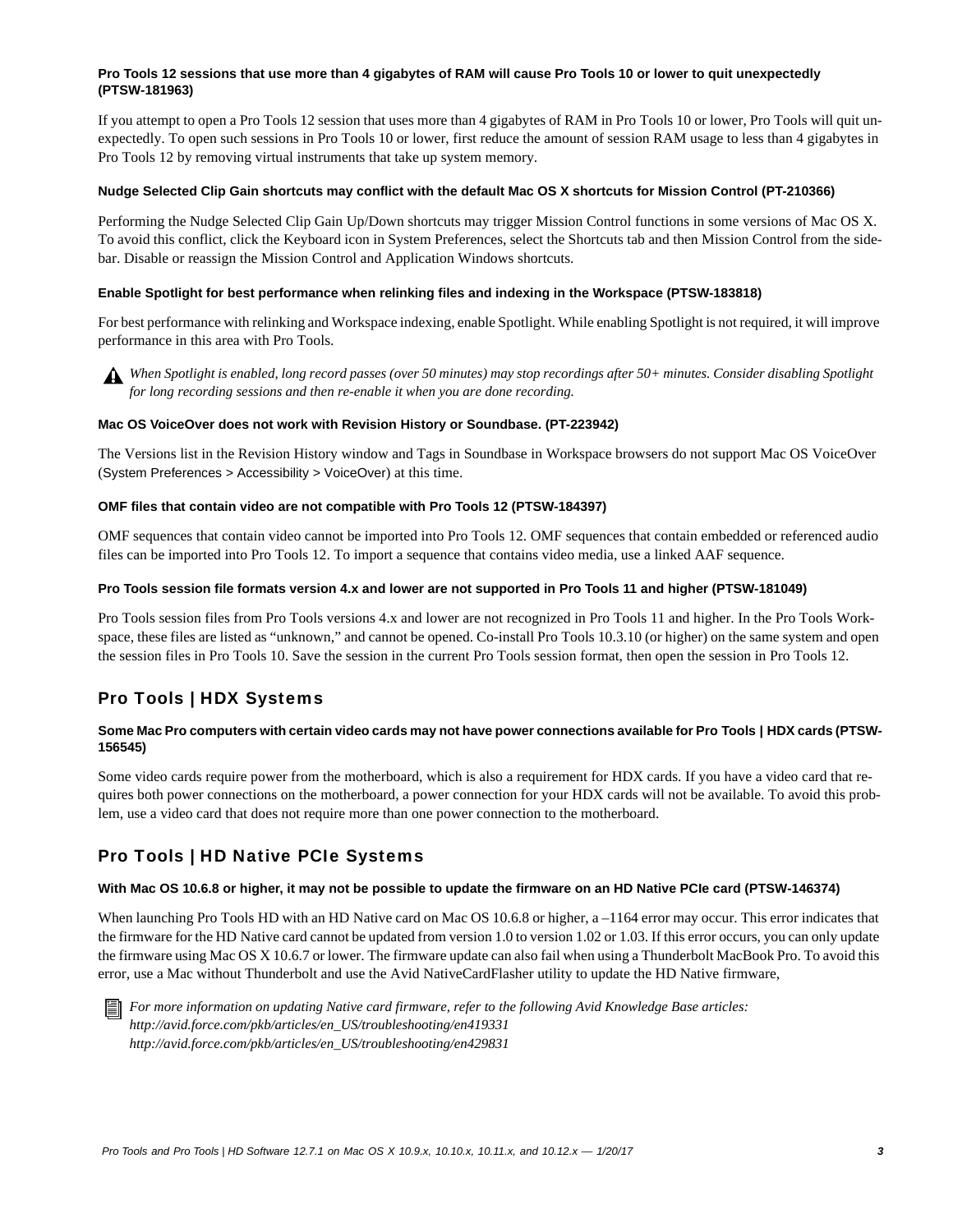#### Pro Tools 12 sessions that use more than 4 gigabytes of RAM will cause Pro Tools 10 or lower to quit unexpectedly (PTSW-181963)

If you attempt to open a Pro Tools 12 session that uses more than 4 gigabytes of RAM in Pro Tools 10 or lower, Pro Tools will quit unexpectedly. To open such sessions in Pro Tools 10 or lower, first reduce the amount of session RAM usage to less than 4 gigabytes in Pro Tools 12 by removing virtual instruments that take up system memory.

#### Nudge Selected Clip Gain shortcuts may conflict with the default Mac OS X shortcuts for Mission Control (PT-210366)

Performing the Nudge Selected Clip Gain Up/Down shortcuts may trigger Mission Control functions in some versions of Mac OS X. To avoid this conflict, click the Keyboard icon in System Preferences, select the Shortcuts tab and then Mission Control from the sidebar. Disable or reassign the Mission Control and Application Windows shortcuts.

#### Enable Spotlight for best performance when relinking files and indexing in the Workspace (PTSW-183818)

For best performance with relinking and Workspace indexing, enable Spotlight. While enabling Spotlight is not required, it will improve performance in this area with Pro Tools.

*When Spotlight is enabled, long record passes (over 50 minutes) may stop recordings after 50+ minutes. Consider disabling Spotlight for long recording sessions and then re-enable it when you are done recording.*

#### Mac OS VoiceOver does not work with Revision History or Soundbase. (PT-223942)

The Versions list in the Revision History window and Tags in Soundbase in Workspace browsers do not support Mac OS VoiceOver (System Preferences > Accessibility > VoiceOver) at this time.

#### OMF files that contain video are not compatible with Pro Tools 12 (PTSW-184397)

OMF sequences that contain video cannot be imported into Pro Tools 12. OMF sequences that contain embedded or referenced audio files can be imported into Pro Tools 12. To import a sequence that contains video media, use a linked AAF sequence.

#### Pro Tools session file formats version 4.x and lower are not supported in Pro Tools 11 and higher (PTSW-181049)

Pro Tools session files from Pro Tools versions 4.x and lower are not recognized in Pro Tools 11 and higher. In the Pro Tools Workspace, these files are listed as “unknown,” and cannot be opened. Co-install Pro Tools 10.3.10 (or higher) on the same system and open the session files in Pro Tools 10. Save the session in the current Pro Tools session format, then open the session in Pro Tools 12.

## Pro Tools | HDX Systems

#### Some Mac Pro computers with certain video cards may not have power connections available for Pro Tools | HDX cards (PTSW-156545)

Some video cards require power from the motherboard, which is also a requirement for HDX cards. If you have a video card that requires both power connections on the motherboard, a power connection for your HDX cards will not be available. To avoid this problem, use a video card that does not require more than one power connection to the motherboard.

## Pro Tools | HD Native PCIe Systems

#### With Mac OS 10.6.8 or higher, it may not be possible to update the firmware on an HD Native PCIe card (PTSW-146374)

When launching Pro Tools HD with an HD Native card on Mac OS 10.6.8 or higher, a –1164 error may occur. This error indicates that the firmware for the HD Native card cannot be updated from version 1.0 to version 1.02 or 1.03. If this error occurs, you can only update the firmware using Mac OS X 10.6.7 or lower. The firmware update can also fail when using a Thunderbolt MacBook Pro. To avoid this error, use a Mac without Thunderbolt and use the Avid NativeCardFlasher utility to update the HD Native firmware,

*For more information on updating Native card firmware, refer to the following Avid Knowledge Base articles:*
*http://avid.force.com/pkb/articles/en_US/troubleshooting/en419331*
*http://avid.force.com/pkb/articles/en_US/troubleshooting/en429831*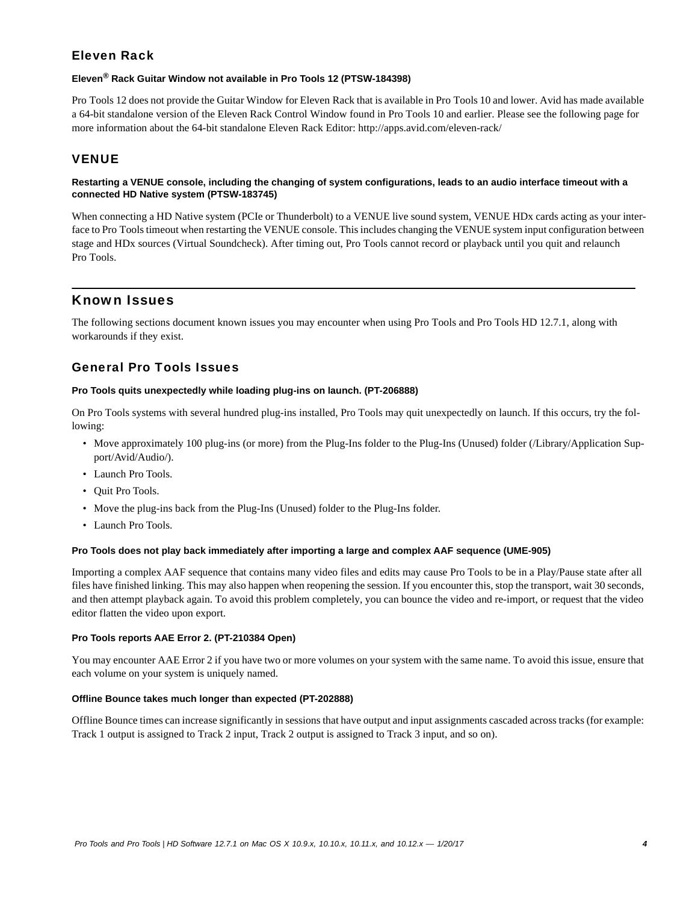### Eleven Rack

#### Eleven® Rack Guitar Window not available in Pro Tools 12 (PTSW-184398)

Pro Tools 12 does not provide the Guitar Window for Eleven Rack that is available in Pro Tools 10 and lower. Avid has made available a 64-bit standalone version of the Eleven Rack Control Window found in Pro Tools 10 and earlier. Please see the following page for more information about the 64-bit standalone Eleven Rack Editor: http://apps.avid.com/eleven-rack/

### VENUE

#### Restarting a VENUE console, including the changing of system configurations, leads to an audio interface timeout with a connected HD Native system (PTSW-183745)

When connecting a HD Native system (PCIe or Thunderbolt) to a VENUE live sound system, VENUE HDx cards acting as your interface to Pro Tools timeout when restarting the VENUE console. This includes changing the VENUE system input configuration between stage and HDx sources (Virtual Soundcheck). After timing out, Pro Tools cannot record or playback until you quit and relaunch Pro Tools.

## Known Issues

The following sections document known issues you may encounter when using Pro Tools and Pro Tools HD 12.7.1, along with workarounds if they exist.

### General Pro Tools Issues

#### Pro Tools quits unexpectedly while loading plug-ins on launch. (PT-206888)

On Pro Tools systems with several hundred plug-ins installed, Pro Tools may quit unexpectedly on launch. If this occurs, try the following:

- Move approximately 100 plug-ins (or more) from the Plug-Ins folder to the Plug-Ins (Unused) folder (/Library/Application Support/Avid/Audio/).
- Launch Pro Tools.
- Quit Pro Tools.
- Move the plug-ins back from the Plug-Ins (Unused) folder to the Plug-Ins folder.
- Launch Pro Tools.

#### Pro Tools does not play back immediately after importing a large and complex AAF sequence (UME-905)

Importing a complex AAF sequence that contains many video files and edits may cause Pro Tools to be in a Play/Pause state after all files have finished linking. This may also happen when reopening the session. If you encounter this, stop the transport, wait 30 seconds, and then attempt playback again. To avoid this problem completely, you can bounce the video and re-import, or request that the video editor flatten the video upon export.

#### Pro Tools reports AAE Error 2. (PT-210384 Open)

You may encounter AAE Error 2 if you have two or more volumes on your system with the same name. To avoid this issue, ensure that each volume on your system is uniquely named.

#### Offline Bounce takes much longer than expected (PT-202888)

Offline Bounce times can increase significantly in sessions that have output and input assignments cascaded across tracks (for example: Track 1 output is assigned to Track 2 input, Track 2 output is assigned to Track 3 input, and so on).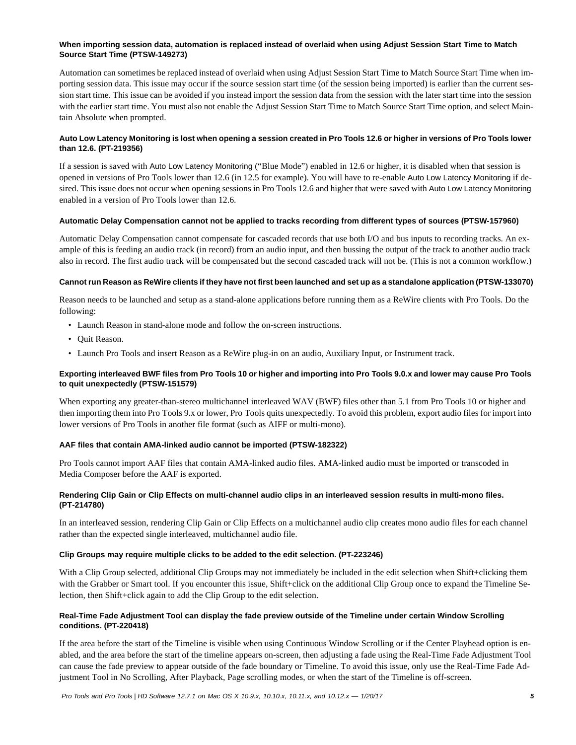#### When importing session data, automation is replaced instead of overlaid when using Adjust Session Start Time to Match Source Start Time (PTSW-149273)

Automation can sometimes be replaced instead of overlaid when using Adjust Session Start Time to Match Source Start Time when importing session data. This issue may occur if the source session start time (of the session being imported) is earlier than the current session start time. This issue can be avoided if you instead import the session data from the session with the later start time into the session with the earlier start time. You must also not enable the Adjust Session Start Time to Match Source Start Time option, and select Maintain Absolute when prompted.

#### Auto Low Latency Monitoring is lost when opening a session created in Pro Tools 12.6 or higher in versions of Pro Tools lower than 12.6. (PT-219356)

If a session is saved with Auto Low Latency Monitoring ("Blue Mode") enabled in 12.6 or higher, it is disabled when that session is opened in versions of Pro Tools lower than 12.6 (in 12.5 for example). You will have to re-enable Auto Low Latency Monitoring if desired. This issue does not occur when opening sessions in Pro Tools 12.6 and higher that were saved with Auto Low Latency Monitoring enabled in a version of Pro Tools lower than 12.6.

#### Automatic Delay Compensation cannot not be applied to tracks recording from different types of sources (PTSW-157960)

Automatic Delay Compensation cannot compensate for cascaded records that use both I/O and bus inputs to recording tracks. An example of this is feeding an audio track (in record) from an audio input, and then bussing the output of the track to another audio track also in record. The first audio track will be compensated but the second cascaded track will not be. (This is not a common workflow.)

#### Cannot run Reason as ReWire clients if they have not first been launched and set up as a standalone application (PTSW-133070)

Reason needs to be launched and setup as a stand-alone applications before running them as a ReWire clients with Pro Tools. Do the following:

- Launch Reason in stand-alone mode and follow the on-screen instructions.
- Quit Reason.
- Launch Pro Tools and insert Reason as a ReWire plug-in on an audio, Auxiliary Input, or Instrument track.

#### Exporting interleaved BWF files from Pro Tools 10 or higher and importing into Pro Tools 9.0.x and lower may cause Pro Tools to quit unexpectedly (PTSW-151579)

When exporting any greater-than-stereo multichannel interleaved WAV (BWF) files other than 5.1 from Pro Tools 10 or higher and then importing them into Pro Tools 9.x or lower, Pro Tools quits unexpectedly. To avoid this problem, export audio files for import into lower versions of Pro Tools in another file format (such as AIFF or multi-mono).

#### AAF files that contain AMA-linked audio cannot be imported (PTSW-182322)

Pro Tools cannot import AAF files that contain AMA-linked audio files. AMA-linked audio must be imported or transcoded in Media Composer before the AAF is exported.

#### Rendering Clip Gain or Clip Effects on multi-channel audio clips in an interleaved session results in multi-mono files. (PT-214780)

In an interleaved session, rendering Clip Gain or Clip Effects on a multichannel audio clip creates mono audio files for each channel rather than the expected single interleaved, multichannel audio file.

#### Clip Groups may require multiple clicks to be added to the edit selection. (PT-223246)

With a Clip Group selected, additional Clip Groups may not immediately be included in the edit selection when Shift+clicking them with the Grabber or Smart tool. If you encounter this issue, Shift+click on the additional Clip Group once to expand the Timeline Selection, then Shift+click again to add the Clip Group to the edit selection.

#### Real-Time Fade Adjustment Tool can display the fade preview outside of the Timeline under certain Window Scrolling conditions. (PT-220418)

If the area before the start of the Timeline is visible when using Continuous Window Scrolling or if the Center Playhead option is enabled, and the area before the start of the timeline appears on-screen, then adjusting a fade using the Real-Time Fade Adjustment Tool can cause the fade preview to appear outside of the fade boundary or Timeline. To avoid this issue, only use the Real-Time Fade Adjustment Tool in No Scrolling, After Playback, Page scrolling modes, or when the start of the Timeline is off-screen.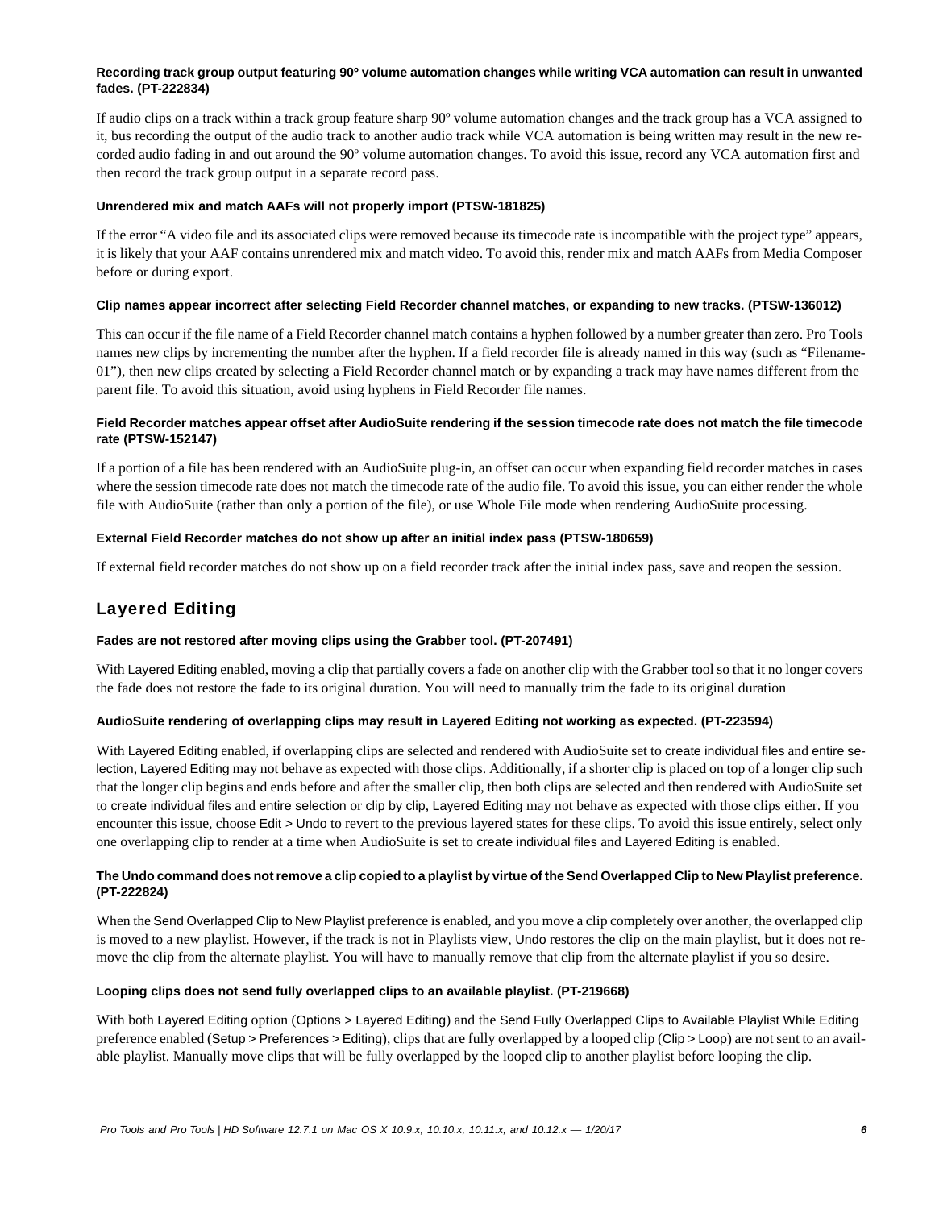**Recording track group output featuring 90º volume automation changes while writing VCA automation can result in unwanted fades. (PT-222834)**

If audio clips on a track within a track group feature sharp 90º volume automation changes and the track group has a VCA assigned to it, bus recording the output of the audio track to another audio track while VCA automation is being written may result in the new recorded audio fading in and out around the 90º volume automation changes. To avoid this issue, record any VCA automation first and then record the track group output in a separate record pass.

**Unrendered mix and match AAFs will not properly import (PTSW-181825)**

If the error "A video file and its associated clips were removed because its timecode rate is incompatible with the project type" appears, it is likely that your AAF contains unrendered mix and match video. To avoid this, render mix and match AAFs from Media Composer before or during export.

**Clip names appear incorrect after selecting Field Recorder channel matches, or expanding to new tracks. (PTSW-136012)**

This can occur if the file name of a Field Recorder channel match contains a hyphen followed by a number greater than zero. Pro Tools names new clips by incrementing the number after the hyphen. If a field recorder file is already named in this way (such as "Filename-01"), then new clips created by selecting a Field Recorder channel match or by expanding a track may have names different from the parent file. To avoid this situation, avoid using hyphens in Field Recorder file names.

**Field Recorder matches appear offset after AudioSuite rendering if the session timecode rate does not match the file timecode rate (PTSW-152147)**

If a portion of a file has been rendered with an AudioSuite plug-in, an offset can occur when expanding field recorder matches in cases where the session timecode rate does not match the timecode rate of the audio file. To avoid this issue, you can either render the whole file with AudioSuite (rather than only a portion of the file), or use Whole File mode when rendering AudioSuite processing.

**External Field Recorder matches do not show up after an initial index pass (PTSW-180659)**

If external field recorder matches do not show up on a field recorder track after the initial index pass, save and reopen the session.

## Layered Editing

**Fades are not restored after moving clips using the Grabber tool. (PT-207491)**

With Layered Editing enabled, moving a clip that partially covers a fade on another clip with the Grabber tool so that it no longer covers the fade does not restore the fade to its original duration. You will need to manually trim the fade to its original duration

**AudioSuite rendering of overlapping clips may result in Layered Editing not working as expected. (PT-223594)**

With Layered Editing enabled, if overlapping clips are selected and rendered with AudioSuite set to create individual files and entire selection, Layered Editing may not behave as expected with those clips. Additionally, if a shorter clip is placed on top of a longer clip such that the longer clip begins and ends before and after the smaller clip, then both clips are selected and then rendered with AudioSuite set to create individual files and entire selection or clip by clip, Layered Editing may not behave as expected with those clips either. If you encounter this issue, choose Edit > Undo to revert to the previous layered states for these clips. To avoid this issue entirely, select only one overlapping clip to render at a time when AudioSuite is set to create individual files and Layered Editing is enabled.

**The Undo command does not remove a clip copied to a playlist by virtue of the Send Overlapped Clip to New Playlist preference. (PT-222824)**

When the Send Overlapped Clip to New Playlist preference is enabled, and you move a clip completely over another, the overlapped clip is moved to a new playlist. However, if the track is not in Playlists view, Undo restores the clip on the main playlist, but it does not remove the clip from the alternate playlist. You will have to manually remove that clip from the alternate playlist if you so desire.

**Looping clips does not send fully overlapped clips to an available playlist. (PT-219668)**

With both Layered Editing option (Options > Layered Editing) and the Send Fully Overlapped Clips to Available Playlist While Editing preference enabled (Setup > Preferences > Editing), clips that are fully overlapped by a looped clip (Clip > Loop) are not sent to an available playlist. Manually move clips that will be fully overlapped by the looped clip to another playlist before looping the clip.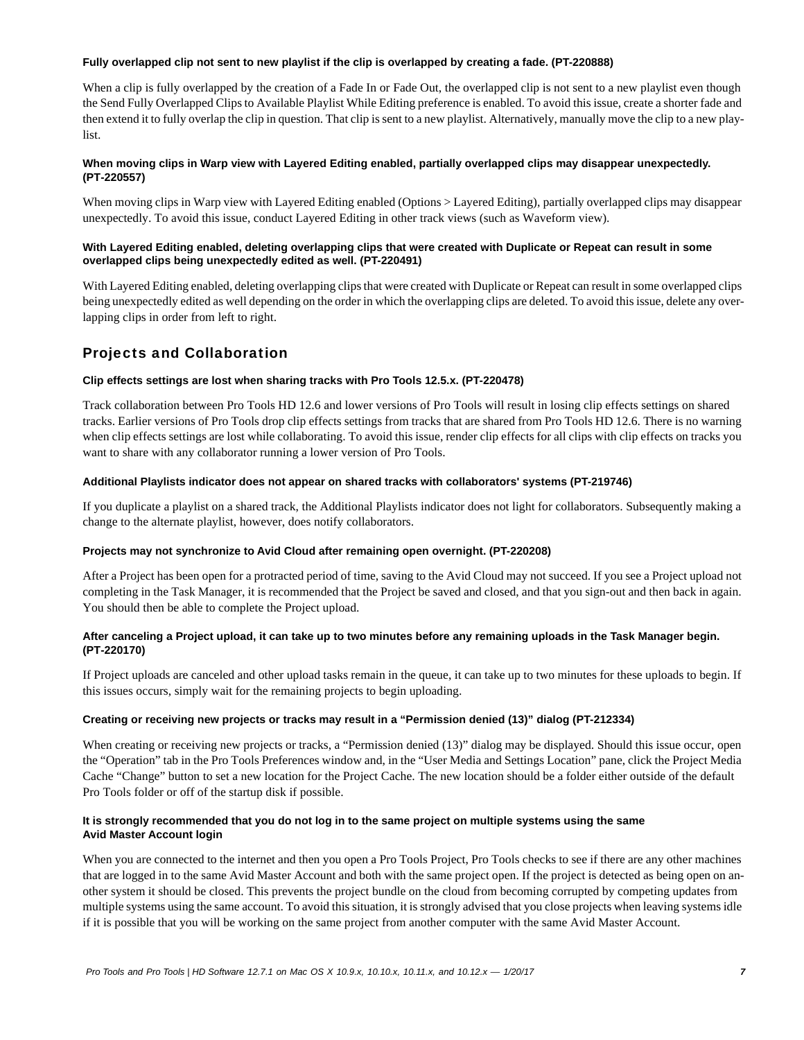**Fully overlapped clip not sent to new playlist if the clip is overlapped by creating a fade. (PT-220888)**

When a clip is fully overlapped by the creation of a Fade In or Fade Out, the overlapped clip is not sent to a new playlist even though the Send Fully Overlapped Clips to Available Playlist While Editing preference is enabled. To avoid this issue, create a shorter fade and then extend it to fully overlap the clip in question. That clip is sent to a new playlist. Alternatively, manually move the clip to a new playlist.

**When moving clips in Warp view with Layered Editing enabled, partially overlapped clips may disappear unexpectedly. (PT-220557)**

When moving clips in Warp view with Layered Editing enabled (Options > Layered Editing), partially overlapped clips may disappear unexpectedly. To avoid this issue, conduct Layered Editing in other track views (such as Waveform view).

**With Layered Editing enabled, deleting overlapping clips that were created with Duplicate or Repeat can result in some overlapped clips being unexpectedly edited as well. (PT-220491)**

With Layered Editing enabled, deleting overlapping clips that were created with Duplicate or Repeat can result in some overlapped clips being unexpectedly edited as well depending on the order in which the overlapping clips are deleted. To avoid this issue, delete any overlapping clips in order from left to right.

## Projects and Collaboration

**Clip effects settings are lost when sharing tracks with Pro Tools 12.5.x. (PT-220478)**

Track collaboration between Pro Tools HD 12.6 and lower versions of Pro Tools will result in losing clip effects settings on shared tracks. Earlier versions of Pro Tools drop clip effects settings from tracks that are shared from Pro Tools HD 12.6. There is no warning when clip effects settings are lost while collaborating. To avoid this issue, render clip effects for all clips with clip effects on tracks you want to share with any collaborator running a lower version of Pro Tools.

**Additional Playlists indicator does not appear on shared tracks with collaborators' systems (PT-219746)**

If you duplicate a playlist on a shared track, the Additional Playlists indicator does not light for collaborators. Subsequently making a change to the alternate playlist, however, does notify collaborators.

**Projects may not synchronize to Avid Cloud after remaining open overnight. (PT-220208)**

After a Project has been open for a protracted period of time, saving to the Avid Cloud may not succeed. If you see a Project upload not completing in the Task Manager, it is recommended that the Project be saved and closed, and that you sign-out and then back in again. You should then be able to complete the Project upload.

**After canceling a Project upload, it can take up to two minutes before any remaining uploads in the Task Manager begin. (PT-220170)**

If Project uploads are canceled and other upload tasks remain in the queue, it can take up to two minutes for these uploads to begin. If this issues occurs, simply wait for the remaining projects to begin uploading.

**Creating or receiving new projects or tracks may result in a "Permission denied (13)" dialog (PT-212334)**

When creating or receiving new projects or tracks, a "Permission denied (13)" dialog may be displayed. Should this issue occur, open the "Operation" tab in the Pro Tools Preferences window and, in the "User Media and Settings Location" pane, click the Project Media Cache "Change" button to set a new location for the Project Cache. The new location should be a folder either outside of the default Pro Tools folder or off of the startup disk if possible.

**It is strongly recommended that you do not log in to the same project on multiple systems using the same Avid Master Account login**

When you are connected to the internet and then you open a Pro Tools Project, Pro Tools checks to see if there are any other machines that are logged in to the same Avid Master Account and both with the same project open. If the project is detected as being open on another system it should be closed. This prevents the project bundle on the cloud from becoming corrupted by competing updates from multiple systems using the same account. To avoid this situation, it is strongly advised that you close projects when leaving systems idle if it is possible that you will be working on the same project from another computer with the same Avid Master Account.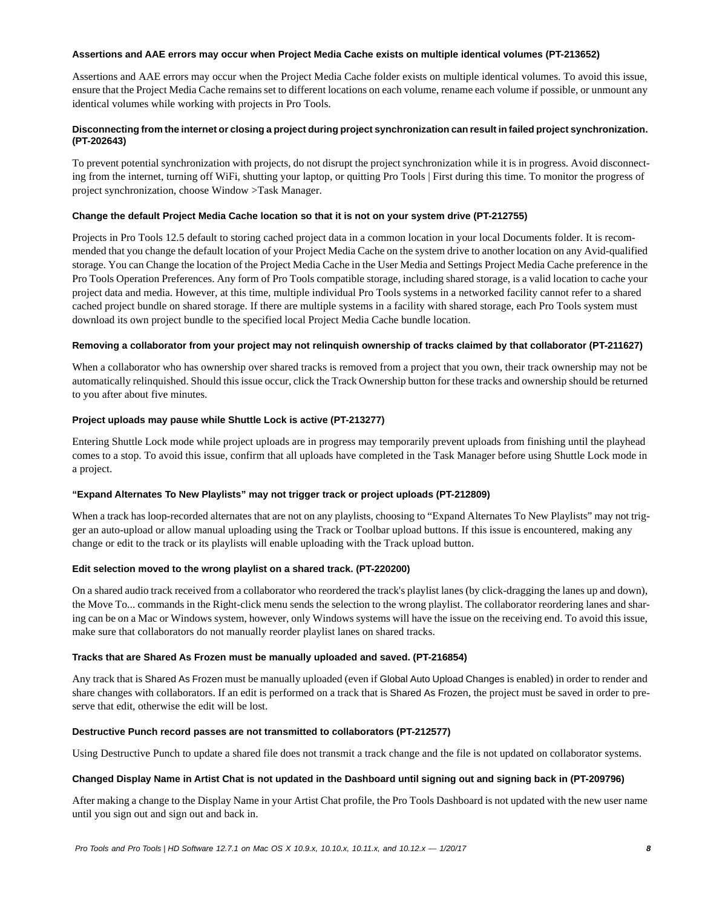#### Assertions and AAE errors may occur when Project Media Cache exists on multiple identical volumes (PT-213652)

Assertions and AAE errors may occur when the Project Media Cache folder exists on multiple identical volumes. To avoid this issue, ensure that the Project Media Cache remains set to different locations on each volume, rename each volume if possible, or unmount any identical volumes while working with projects in Pro Tools.

#### Disconnecting from the internet or closing a project during project synchronization can result in failed project synchronization. (PT-202643)

To prevent potential synchronization with projects, do not disrupt the project synchronization while it is in progress. Avoid disconnecting from the internet, turning off WiFi, shutting your laptop, or quitting Pro Tools | First during this time. To monitor the progress of project synchronization, choose Window >Task Manager.

#### Change the default Project Media Cache location so that it is not on your system drive (PT-212755)

Projects in Pro Tools 12.5 default to storing cached project data in a common location in your local Documents folder. It is recommended that you change the default location of your Project Media Cache on the system drive to another location on any Avid-qualified storage. You can Change the location of the Project Media Cache in the User Media and Settings Project Media Cache preference in the Pro Tools Operation Preferences. Any form of Pro Tools compatible storage, including shared storage, is a valid location to cache your project data and media. However, at this time, multiple individual Pro Tools systems in a networked facility cannot refer to a shared cached project bundle on shared storage. If there are multiple systems in a facility with shared storage, each Pro Tools system must download its own project bundle to the specified local Project Media Cache bundle location.

#### Removing a collaborator from your project may not relinquish ownership of tracks claimed by that collaborator (PT-211627)

When a collaborator who has ownership over shared tracks is removed from a project that you own, their track ownership may not be automatically relinquished. Should this issue occur, click the Track Ownership button for these tracks and ownership should be returned to you after about five minutes.

#### Project uploads may pause while Shuttle Lock is active (PT-213277)

Entering Shuttle Lock mode while project uploads are in progress may temporarily prevent uploads from finishing until the playhead comes to a stop. To avoid this issue, confirm that all uploads have completed in the Task Manager before using Shuttle Lock mode in a project.

#### "Expand Alternates To New Playlists" may not trigger track or project uploads (PT-212809)

When a track has loop-recorded alternates that are not on any playlists, choosing to "Expand Alternates To New Playlists" may not trigger an auto-upload or allow manual uploading using the Track or Toolbar upload buttons. If this issue is encountered, making any change or edit to the track or its playlists will enable uploading with the Track upload button.

#### Edit selection moved to the wrong playlist on a shared track. (PT-220200)

On a shared audio track received from a collaborator who reordered the track's playlist lanes (by click-dragging the lanes up and down), the Move To... commands in the Right-click menu sends the selection to the wrong playlist. The collaborator reordering lanes and sharing can be on a Mac or Windows system, however, only Windows systems will have the issue on the receiving end. To avoid this issue, make sure that collaborators do not manually reorder playlist lanes on shared tracks.

#### Tracks that are Shared As Frozen must be manually uploaded and saved. (PT-216854)

Any track that is Shared As Frozen must be manually uploaded (even if Global Auto Upload Changes is enabled) in order to render and share changes with collaborators. If an edit is performed on a track that is Shared As Frozen, the project must be saved in order to preserve that edit, otherwise the edit will be lost.

#### Destructive Punch record passes are not transmitted to collaborators (PT-212577)

Using Destructive Punch to update a shared file does not transmit a track change and the file is not updated on collaborator systems.

#### Changed Display Name in Artist Chat is not updated in the Dashboard until signing out and signing back in (PT-209796)

After making a change to the Display Name in your Artist Chat profile, the Pro Tools Dashboard is not updated with the new user name until you sign out and sign out and back in.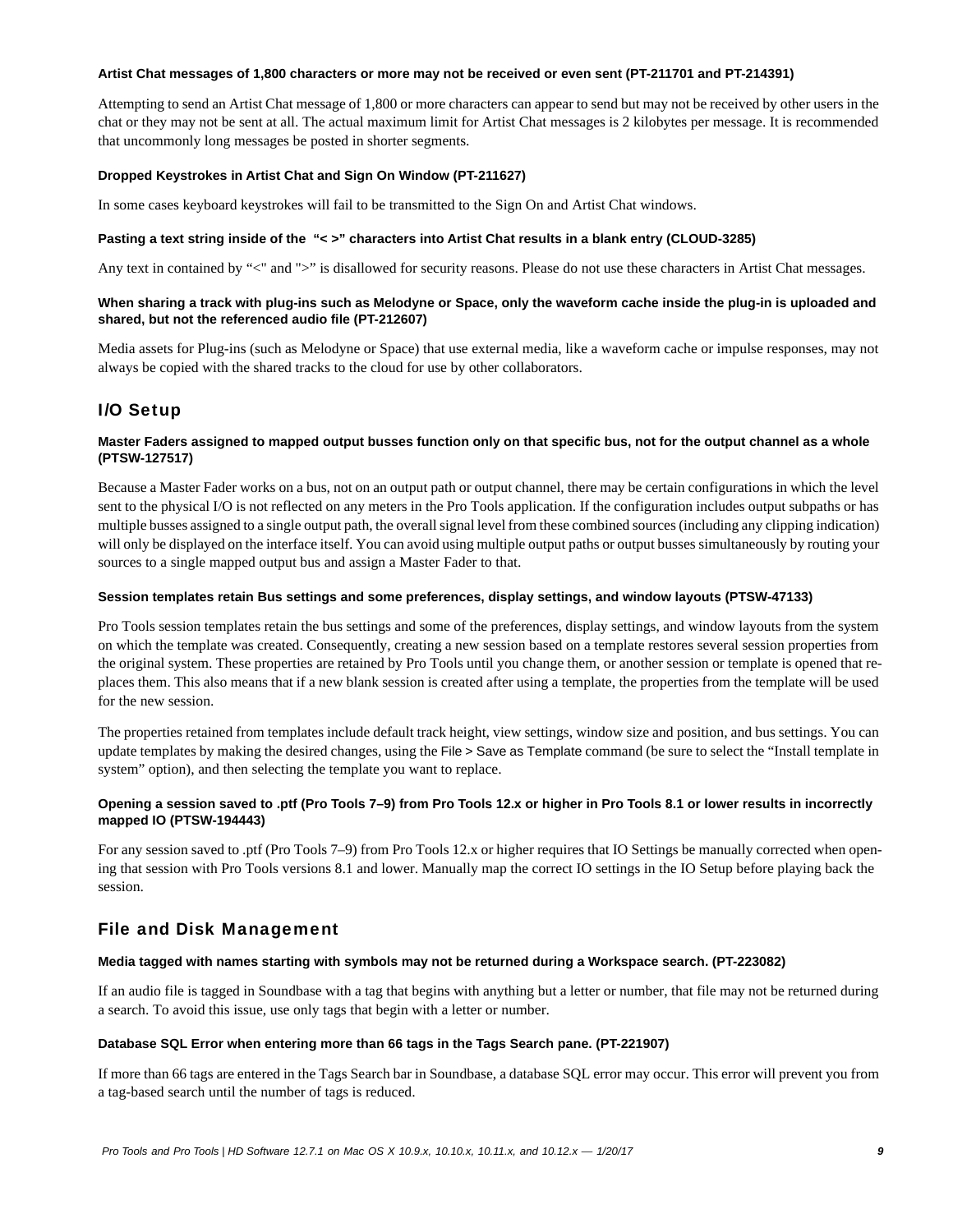**Artist Chat messages of 1,800 characters or more may not be received or even sent (PT-211701 and PT-214391)**

Attempting to send an Artist Chat message of 1,800 or more characters can appear to send but may not be received by other users in the chat or they may not be sent at all. The actual maximum limit for Artist Chat messages is 2 kilobytes per message. It is recommended that uncommonly long messages be posted in shorter segments.

**Dropped Keystrokes in Artist Chat and Sign On Window (PT-211627)**

In some cases keyboard keystrokes will fail to be transmitted to the Sign On and Artist Chat windows.

**Pasting a text string inside of the "< >" characters into Artist Chat results in a blank entry (CLOUD-3285)**

Any text in contained by "<" and ">" is disallowed for security reasons. Please do not use these characters in Artist Chat messages.

**When sharing a track with plug-ins such as Melodyne or Space, only the waveform cache inside the plug-in is uploaded and shared, but not the referenced audio file (PT-212607)**

Media assets for Plug-ins (such as Melodyne or Space) that use external media, like a waveform cache or impulse responses, may not always be copied with the shared tracks to the cloud for use by other collaborators.

## I/O Setup

**Master Faders assigned to mapped output busses function only on that specific bus, not for the output channel as a whole (PTSW-127517)**

Because a Master Fader works on a bus, not on an output path or output channel, there may be certain configurations in which the level sent to the physical I/O is not reflected on any meters in the Pro Tools application. If the configuration includes output subpaths or has multiple busses assigned to a single output path, the overall signal level from these combined sources (including any clipping indication) will only be displayed on the interface itself. You can avoid using multiple output paths or output busses simultaneously by routing your sources to a single mapped output bus and assign a Master Fader to that.

**Session templates retain Bus settings and some preferences, display settings, and window layouts (PTSW-47133)**

Pro Tools session templates retain the bus settings and some of the preferences, display settings, and window layouts from the system on which the template was created. Consequently, creating a new session based on a template restores several session properties from the original system. These properties are retained by Pro Tools until you change them, or another session or template is opened that replaces them. This also means that if a new blank session is created after using a template, the properties from the template will be used for the new session.

The properties retained from templates include default track height, view settings, window size and position, and bus settings. You can update templates by making the desired changes, using the File > Save as Template command (be sure to select the "Install template in system" option), and then selecting the template you want to replace.

**Opening a session saved to .ptf (Pro Tools 7–9) from Pro Tools 12.x or higher in Pro Tools 8.1 or lower results in incorrectly mapped IO (PTSW-194443)**

For any session saved to .ptf (Pro Tools 7–9) from Pro Tools 12.x or higher requires that IO Settings be manually corrected when opening that session with Pro Tools versions 8.1 and lower. Manually map the correct IO settings in the IO Setup before playing back the session.

## File and Disk Management

**Media tagged with names starting with symbols may not be returned during a Workspace search. (PT-223082)**

If an audio file is tagged in Soundbase with a tag that begins with anything but a letter or number, that file may not be returned during a search. To avoid this issue, use only tags that begin with a letter or number.

**Database SQL Error when entering more than 66 tags in the Tags Search pane. (PT-221907)**

If more than 66 tags are entered in the Tags Search bar in Soundbase, a database SQL error may occur. This error will prevent you from a tag-based search until the number of tags is reduced.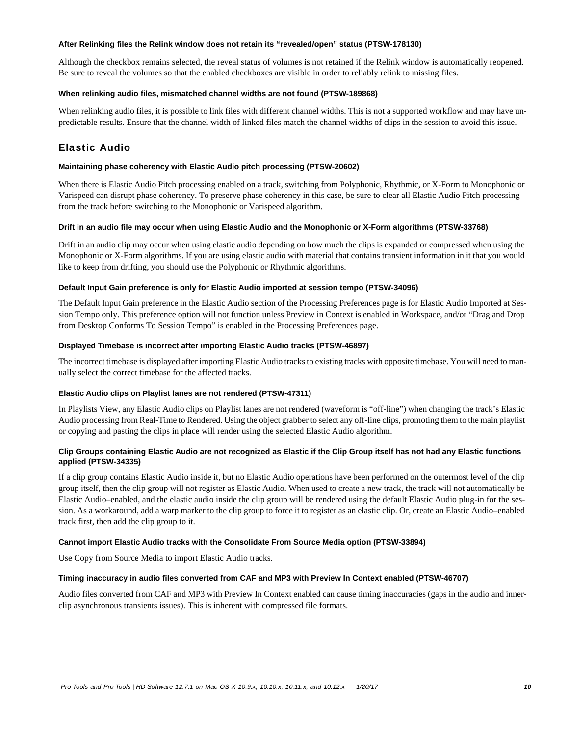#### After Relinking files the Relink window does not retain its "revealed/open" status (PTSW-178130)

Although the checkbox remains selected, the reveal status of volumes is not retained if the Relink window is automatically reopened. Be sure to reveal the volumes so that the enabled checkboxes are visible in order to reliably relink to missing files.

#### When relinking audio files, mismatched channel widths are not found (PTSW-189868)

When relinking audio files, it is possible to link files with different channel widths. This is not a supported workflow and may have unpredictable results. Ensure that the channel width of linked files match the channel widths of clips in the session to avoid this issue.

## Elastic Audio

#### Maintaining phase coherency with Elastic Audio pitch processing (PTSW-20602)

When there is Elastic Audio Pitch processing enabled on a track, switching from Polyphonic, Rhythmic, or X-Form to Monophonic or Varispeed can disrupt phase coherency. To preserve phase coherency in this case, be sure to clear all Elastic Audio Pitch processing from the track before switching to the Monophonic or Varispeed algorithm.

#### Drift in an audio file may occur when using Elastic Audio and the Monophonic or X-Form algorithms (PTSW-33768)

Drift in an audio clip may occur when using elastic audio depending on how much the clips is expanded or compressed when using the Monophonic or X-Form algorithms. If you are using elastic audio with material that contains transient information in it that you would like to keep from drifting, you should use the Polyphonic or Rhythmic algorithms.

#### Default Input Gain preference is only for Elastic Audio imported at session tempo (PTSW-34096)

The Default Input Gain preference in the Elastic Audio section of the Processing Preferences page is for Elastic Audio Imported at Session Tempo only. This preference option will not function unless Preview in Context is enabled in Workspace, and/or "Drag and Drop from Desktop Conforms To Session Tempo" is enabled in the Processing Preferences page.

#### Displayed Timebase is incorrect after importing Elastic Audio tracks (PTSW-46897)

The incorrect timebase is displayed after importing Elastic Audio tracks to existing tracks with opposite timebase. You will need to manually select the correct timebase for the affected tracks.

#### Elastic Audio clips on Playlist lanes are not rendered (PTSW-47311)

In Playlists View, any Elastic Audio clips on Playlist lanes are not rendered (waveform is "off-line") when changing the track's Elastic Audio processing from Real-Time to Rendered. Using the object grabber to select any off-line clips, promoting them to the main playlist or copying and pasting the clips in place will render using the selected Elastic Audio algorithm.

#### Clip Groups containing Elastic Audio are not recognized as Elastic if the Clip Group itself has not had any Elastic functions applied (PTSW-34335)

If a clip group contains Elastic Audio inside it, but no Elastic Audio operations have been performed on the outermost level of the clip group itself, then the clip group will not register as Elastic Audio. When used to create a new track, the track will not automatically be Elastic Audio–enabled, and the elastic audio inside the clip group will be rendered using the default Elastic Audio plug-in for the session. As a workaround, add a warp marker to the clip group to force it to register as an elastic clip. Or, create an Elastic Audio–enabled track first, then add the clip group to it.

#### Cannot import Elastic Audio tracks with the Consolidate From Source Media option (PTSW-33894)

Use Copy from Source Media to import Elastic Audio tracks.

#### Timing inaccuracy in audio files converted from CAF and MP3 with Preview In Context enabled (PTSW-46707)

Audio files converted from CAF and MP3 with Preview In Context enabled can cause timing inaccuracies (gaps in the audio and innerclip asynchronous transients issues). This is inherent with compressed file formats.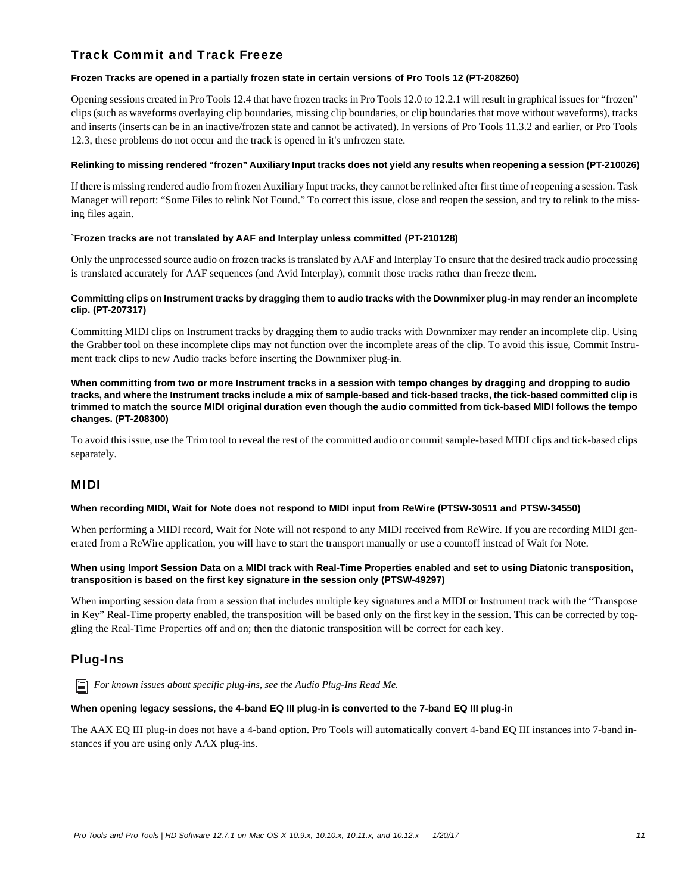## Track Commit and Track Freeze

#### Frozen Tracks are opened in a partially frozen state in certain versions of Pro Tools 12 (PT-208260)

Opening sessions created in Pro Tools 12.4 that have frozen tracks in Pro Tools 12.0 to 12.2.1 will result in graphical issues for "frozen" clips (such as waveforms overlaying clip boundaries, missing clip boundaries, or clip boundaries that move without waveforms), tracks and inserts (inserts can be in an inactive/frozen state and cannot be activated). In versions of Pro Tools 11.3.2 and earlier, or Pro Tools 12.3, these problems do not occur and the track is opened in it's unfrozen state.

#### Relinking to missing rendered "frozen" Auxiliary Input tracks does not yield any results when reopening a session (PT-210026)

If there is missing rendered audio from frozen Auxiliary Input tracks, they cannot be relinked after first time of reopening a session. Task Manager will report: "Some Files to relink Not Found." To correct this issue, close and reopen the session, and try to relink to the missing files again.

#### `Frozen tracks are not translated by AAF and Interplay unless committed (PT-210128)

Only the unprocessed source audio on frozen tracks is translated by AAF and Interplay To ensure that the desired track audio processing is translated accurately for AAF sequences (and Avid Interplay), commit those tracks rather than freeze them.

#### Committing clips on Instrument tracks by dragging them to audio tracks with the Downmixer plug-in may render an incomplete clip. (PT-207317)

Committing MIDI clips on Instrument tracks by dragging them to audio tracks with Downmixer may render an incomplete clip. Using the Grabber tool on these incomplete clips may not function over the incomplete areas of the clip. To avoid this issue, Commit Instrument track clips to new Audio tracks before inserting the Downmixer plug-in.

#### When committing from two or more Instrument tracks in a session with tempo changes by dragging and dropping to audio tracks, and where the Instrument tracks include a mix of sample-based and tick-based tracks, the tick-based committed clip is trimmed to match the source MIDI original duration even though the audio committed from tick-based MIDI follows the tempo changes. (PT-208300)

To avoid this issue, use the Trim tool to reveal the rest of the committed audio or commit sample-based MIDI clips and tick-based clips separately.

## MIDI

#### When recording MIDI, Wait for Note does not respond to MIDI input from ReWire (PTSW-30511 and PTSW-34550)

When performing a MIDI record, Wait for Note will not respond to any MIDI received from ReWire. If you are recording MIDI generated from a ReWire application, you will have to start the transport manually or use a countoff instead of Wait for Note.

#### When using Import Session Data on a MIDI track with Real-Time Properties enabled and set to using Diatonic transposition, transposition is based on the first key signature in the session only (PTSW-49297)

When importing session data from a session that includes multiple key signatures and a MIDI or Instrument track with the "Transpose in Key" Real-Time property enabled, the transposition will be based only on the first key in the session. This can be corrected by toggling the Real-Time Properties off and on; then the diatonic transposition will be correct for each key.

## Plug-Ins

*For known issues about specific plug-ins, see the Audio Plug-Ins Read Me.*

#### When opening legacy sessions, the 4-band EQ III plug-in is converted to the 7-band EQ III plug-in

The AAX EQ III plug-in does not have a 4-band option. Pro Tools will automatically convert 4-band EQ III instances into 7-band instances if you are using only AAX plug-ins.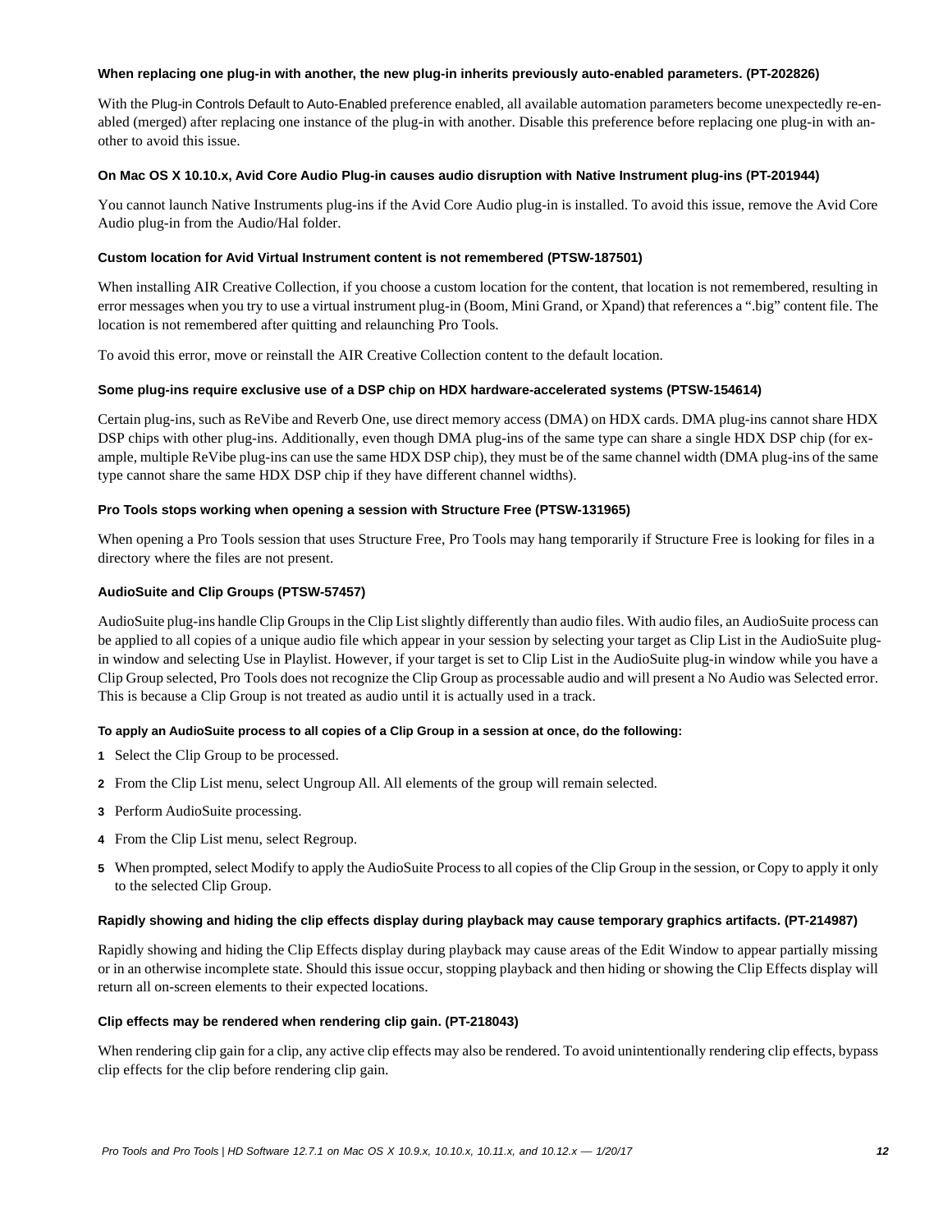#### When replacing one plug-in with another, the new plug-in inherits previously auto-enabled parameters. (PT-202826)

With the Plug-in Controls Default to Auto-Enabled preference enabled, all available automation parameters become unexpectedly re-enabled (merged) after replacing one instance of the plug-in with another. Disable this preference before replacing one plug-in with another to avoid this issue.

#### On Mac OS X 10.10.x, Avid Core Audio Plug-in causes audio disruption with Native Instrument plug-ins (PT-201944)

You cannot launch Native Instruments plug-ins if the Avid Core Audio plug-in is installed. To avoid this issue, remove the Avid Core Audio plug-in from the Audio/Hal folder.

#### Custom location for Avid Virtual Instrument content is not remembered (PTSW-187501)

When installing AIR Creative Collection, if you choose a custom location for the content, that location is not remembered, resulting in error messages when you try to use a virtual instrument plug-in (Boom, Mini Grand, or Xpand) that references a ".big" content file. The location is not remembered after quitting and relaunching Pro Tools.

To avoid this error, move or reinstall the AIR Creative Collection content to the default location.

#### Some plug-ins require exclusive use of a DSP chip on HDX hardware-accelerated systems (PTSW-154614)

Certain plug-ins, such as ReVibe and Reverb One, use direct memory access (DMA) on HDX cards. DMA plug-ins cannot share HDX DSP chips with other plug-ins. Additionally, even though DMA plug-ins of the same type can share a single HDX DSP chip (for example, multiple ReVibe plug-ins can use the same HDX DSP chip), they must be of the same channel width (DMA plug-ins of the same type cannot share the same HDX DSP chip if they have different channel widths).

#### Pro Tools stops working when opening a session with Structure Free (PTSW-131965)

When opening a Pro Tools session that uses Structure Free, Pro Tools may hang temporarily if Structure Free is looking for files in a directory where the files are not present.

#### AudioSuite and Clip Groups (PTSW-57457)

AudioSuite plug-ins handle Clip Groups in the Clip List slightly differently than audio files. With audio files, an AudioSuite process can be applied to all copies of a unique audio file which appear in your session by selecting your target as Clip List in the AudioSuite plug-in window and selecting Use in Playlist. However, if your target is set to Clip List in the AudioSuite plug-in window while you have a Clip Group selected, Pro Tools does not recognize the Clip Group as processable audio and will present a No Audio was Selected error. This is because a Clip Group is not treated as audio until it is actually used in a track.

**To apply an AudioSuite process to all copies of a Clip Group in a session at once, do the following:**

1. Select the Clip Group to be processed.
2. From the Clip List menu, select Ungroup All. All elements of the group will remain selected.
3. Perform AudioSuite processing.
4. From the Clip List menu, select Regroup.
5. When prompted, select Modify to apply the AudioSuite Process to all copies of the Clip Group in the session, or Copy to apply it only to the selected Clip Group.

#### Rapidly showing and hiding the clip effects display during playback may cause temporary graphics artifacts. (PT-214987)

Rapidly showing and hiding the Clip Effects display during playback may cause areas of the Edit Window to appear partially missing or in an otherwise incomplete state. Should this issue occur, stopping playback and then hiding or showing the Clip Effects display will return all on-screen elements to their expected locations.

#### Clip effects may be rendered when rendering clip gain. (PT-218043)

When rendering clip gain for a clip, any active clip effects may also be rendered. To avoid unintentionally rendering clip effects, bypass clip effects for the clip before rendering clip gain.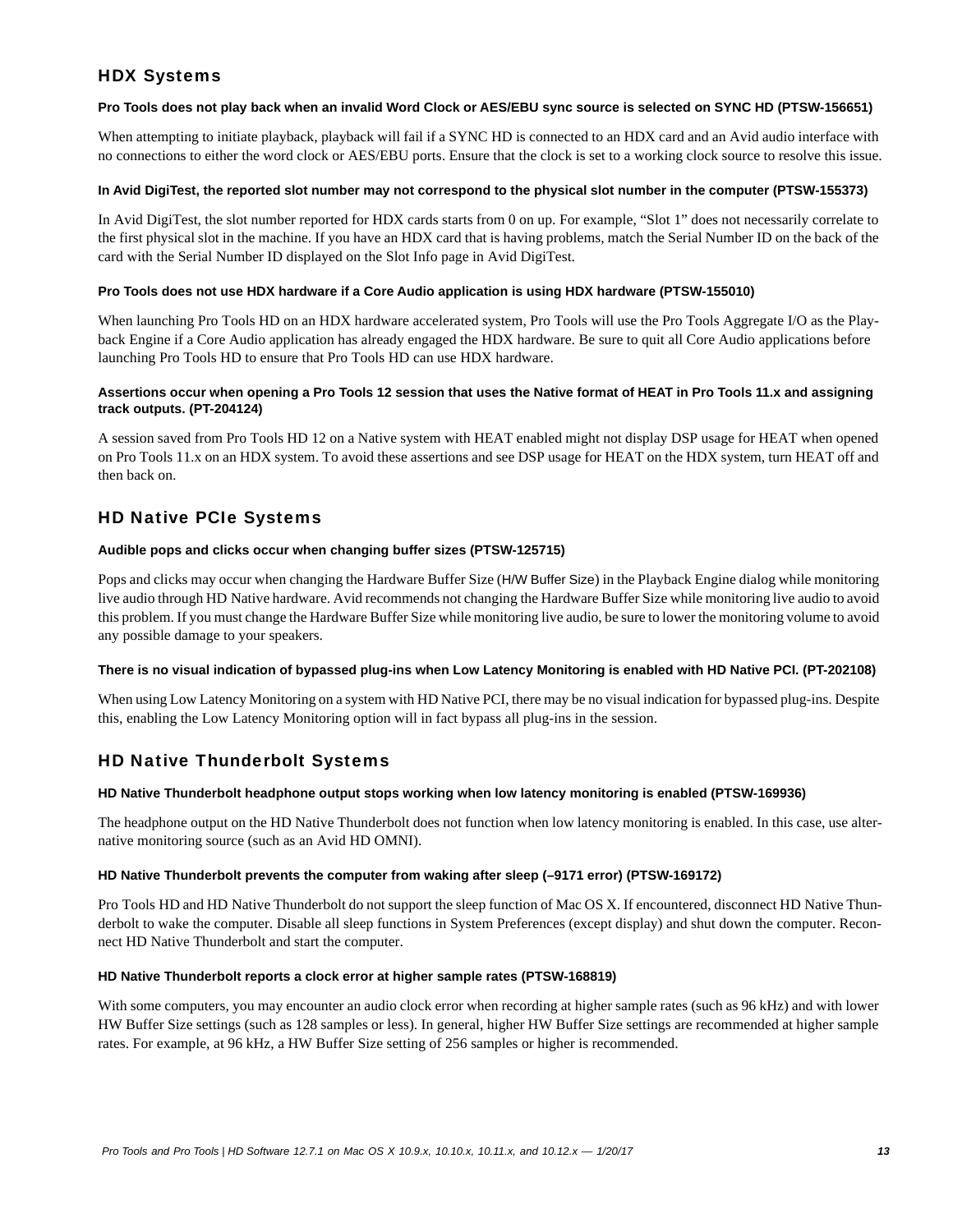## HDX Systems

#### Pro Tools does not play back when an invalid Word Clock or AES/EBU sync source is selected on SYNC HD (PTSW-156651)

When attempting to initiate playback, playback will fail if a SYNC HD is connected to an HDX card and an Avid audio interface with no connections to either the word clock or AES/EBU ports. Ensure that the clock is set to a working clock source to resolve this issue.

#### In Avid DigiTest, the reported slot number may not correspond to the physical slot number in the computer (PTSW-155373)

In Avid DigiTest, the slot number reported for HDX cards starts from 0 on up. For example, “Slot 1” does not necessarily correlate to the first physical slot in the machine. If you have an HDX card that is having problems, match the Serial Number ID on the back of the card with the Serial Number ID displayed on the Slot Info page in Avid DigiTest.

#### Pro Tools does not use HDX hardware if a Core Audio application is using HDX hardware (PTSW-155010)

When launching Pro Tools HD on an HDX hardware accelerated system, Pro Tools will use the Pro Tools Aggregate I/O as the Playback Engine if a Core Audio application has already engaged the HDX hardware. Be sure to quit all Core Audio applications before launching Pro Tools HD to ensure that Pro Tools HD can use HDX hardware.

#### Assertions occur when opening a Pro Tools 12 session that uses the Native format of HEAT in Pro Tools 11.x and assigning track outputs. (PT-204124)

A session saved from Pro Tools HD 12 on a Native system with HEAT enabled might not display DSP usage for HEAT when opened on Pro Tools 11.x on an HDX system. To avoid these assertions and see DSP usage for HEAT on the HDX system, turn HEAT off and then back on.

## HD Native PCIe Systems

#### Audible pops and clicks occur when changing buffer sizes (PTSW-125715)

Pops and clicks may occur when changing the Hardware Buffer Size (H/W Buffer Size) in the Playback Engine dialog while monitoring live audio through HD Native hardware. Avid recommends not changing the Hardware Buffer Size while monitoring live audio to avoid this problem. If you must change the Hardware Buffer Size while monitoring live audio, be sure to lower the monitoring volume to avoid any possible damage to your speakers.

#### There is no visual indication of bypassed plug-ins when Low Latency Monitoring is enabled with HD Native PCI. (PT-202108)

When using Low Latency Monitoring on a system with HD Native PCI, there may be no visual indication for bypassed plug-ins. Despite this, enabling the Low Latency Monitoring option will in fact bypass all plug-ins in the session.

## HD Native Thunderbolt Systems

#### HD Native Thunderbolt headphone output stops working when low latency monitoring is enabled (PTSW-169936)

The headphone output on the HD Native Thunderbolt does not function when low latency monitoring is enabled. In this case, use alternative monitoring source (such as an Avid HD OMNI).

#### HD Native Thunderbolt prevents the computer from waking after sleep (–9171 error) (PTSW-169172)

Pro Tools HD and HD Native Thunderbolt do not support the sleep function of Mac OS X. If encountered, disconnect HD Native Thunderbolt to wake the computer. Disable all sleep functions in System Preferences (except display) and shut down the computer. Reconnect HD Native Thunderbolt and start the computer.

#### HD Native Thunderbolt reports a clock error at higher sample rates (PTSW-168819)

With some computers, you may encounter an audio clock error when recording at higher sample rates (such as 96 kHz) and with lower HW Buffer Size settings (such as 128 samples or less). In general, higher HW Buffer Size settings are recommended at higher sample rates. For example, at 96 kHz, a HW Buffer Size setting of 256 samples or higher is recommended.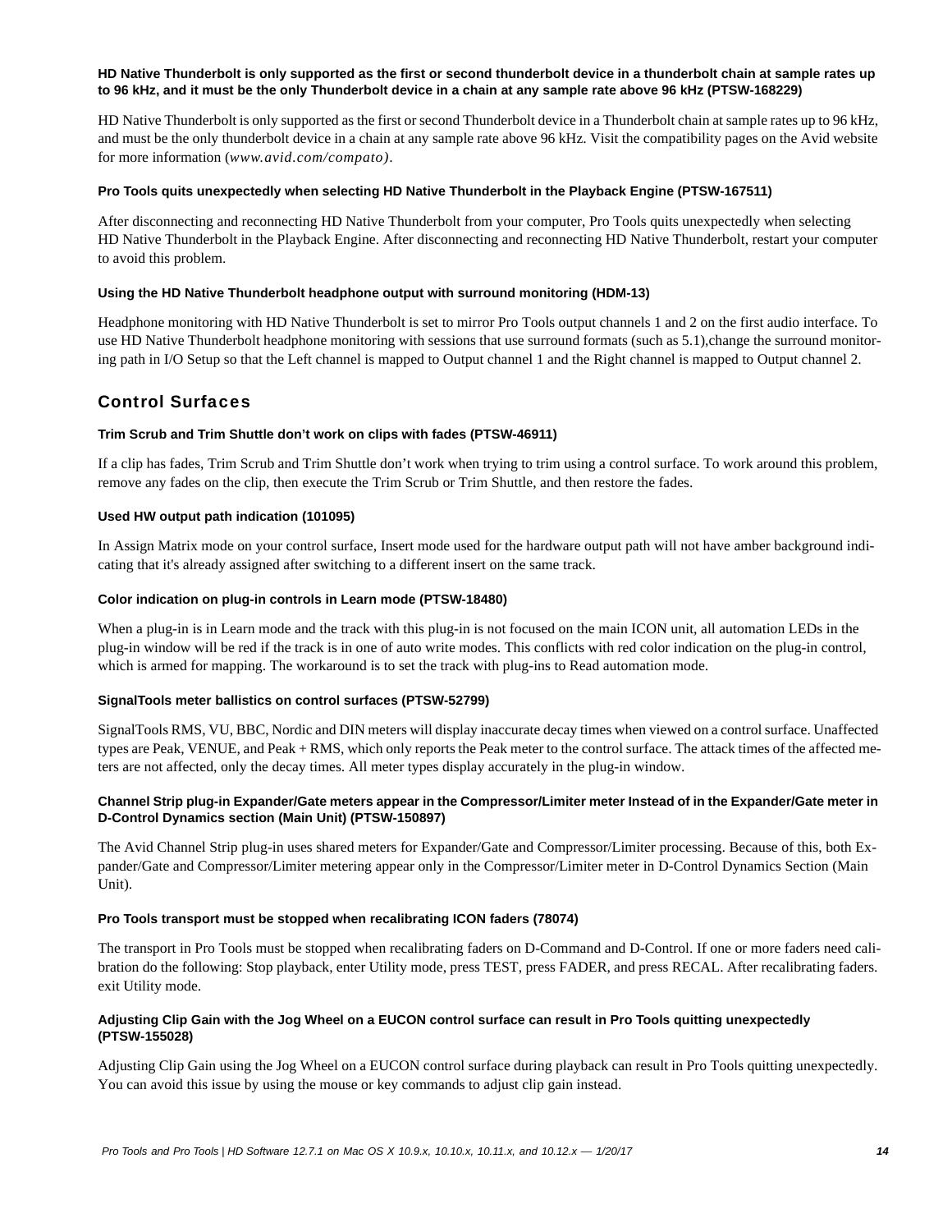**HD Native Thunderbolt is only supported as the first or second thunderbolt device in a thunderbolt chain at sample rates up to 96 kHz, and it must be the only Thunderbolt device in a chain at any sample rate above 96 kHz (PTSW-168229)**

HD Native Thunderbolt is only supported as the first or second Thunderbolt device in a Thunderbolt chain at sample rates up to 96 kHz, and must be the only thunderbolt device in a chain at any sample rate above 96 kHz. Visit the compatibility pages on the Avid website for more information (*www.avid.com/compato)*.

**Pro Tools quits unexpectedly when selecting HD Native Thunderbolt in the Playback Engine (PTSW-167511)**

After disconnecting and reconnecting HD Native Thunderbolt from your computer, Pro Tools quits unexpectedly when selecting HD Native Thunderbolt in the Playback Engine. After disconnecting and reconnecting HD Native Thunderbolt, restart your computer to avoid this problem.

**Using the HD Native Thunderbolt headphone output with surround monitoring (HDM-13)**

Headphone monitoring with HD Native Thunderbolt is set to mirror Pro Tools output channels 1 and 2 on the first audio interface. To use HD Native Thunderbolt headphone monitoring with sessions that use surround formats (such as 5.1),change the surround monitoring path in I/O Setup so that the Left channel is mapped to Output channel 1 and the Right channel is mapped to Output channel 2.

## Control Surfaces

**Trim Scrub and Trim Shuttle don't work on clips with fades (PTSW-46911)**

If a clip has fades, Trim Scrub and Trim Shuttle don't work when trying to trim using a control surface. To work around this problem, remove any fades on the clip, then execute the Trim Scrub or Trim Shuttle, and then restore the fades.

**Used HW output path indication (101095)**

In Assign Matrix mode on your control surface, Insert mode used for the hardware output path will not have amber background indicating that it's already assigned after switching to a different insert on the same track.

**Color indication on plug-in controls in Learn mode (PTSW-18480)**

When a plug-in is in Learn mode and the track with this plug-in is not focused on the main ICON unit, all automation LEDs in the plug-in window will be red if the track is in one of auto write modes. This conflicts with red color indication on the plug-in control, which is armed for mapping. The workaround is to set the track with plug-ins to Read automation mode.

**SignalTools meter ballistics on control surfaces (PTSW-52799)**

SignalTools RMS, VU, BBC, Nordic and DIN meters will display inaccurate decay times when viewed on a control surface. Unaffected types are Peak, VENUE, and Peak + RMS, which only reports the Peak meter to the control surface. The attack times of the affected meters are not affected, only the decay times. All meter types display accurately in the plug-in window.

**Channel Strip plug-in Expander/Gate meters appear in the Compressor/Limiter meter Instead of in the Expander/Gate meter in D-Control Dynamics section (Main Unit) (PTSW-150897)**

The Avid Channel Strip plug-in uses shared meters for Expander/Gate and Compressor/Limiter processing. Because of this, both Expander/Gate and Compressor/Limiter metering appear only in the Compressor/Limiter meter in D-Control Dynamics Section (Main Unit).

**Pro Tools transport must be stopped when recalibrating ICON faders (78074)**

The transport in Pro Tools must be stopped when recalibrating faders on D-Command and D-Control. If one or more faders need calibration do the following: Stop playback, enter Utility mode, press TEST, press FADER, and press RECAL. After recalibrating faders. exit Utility mode.

**Adjusting Clip Gain with the Jog Wheel on a EUCON control surface can result in Pro Tools quitting unexpectedly (PTSW-155028)**

Adjusting Clip Gain using the Jog Wheel on a EUCON control surface during playback can result in Pro Tools quitting unexpectedly. You can avoid this issue by using the mouse or key commands to adjust clip gain instead.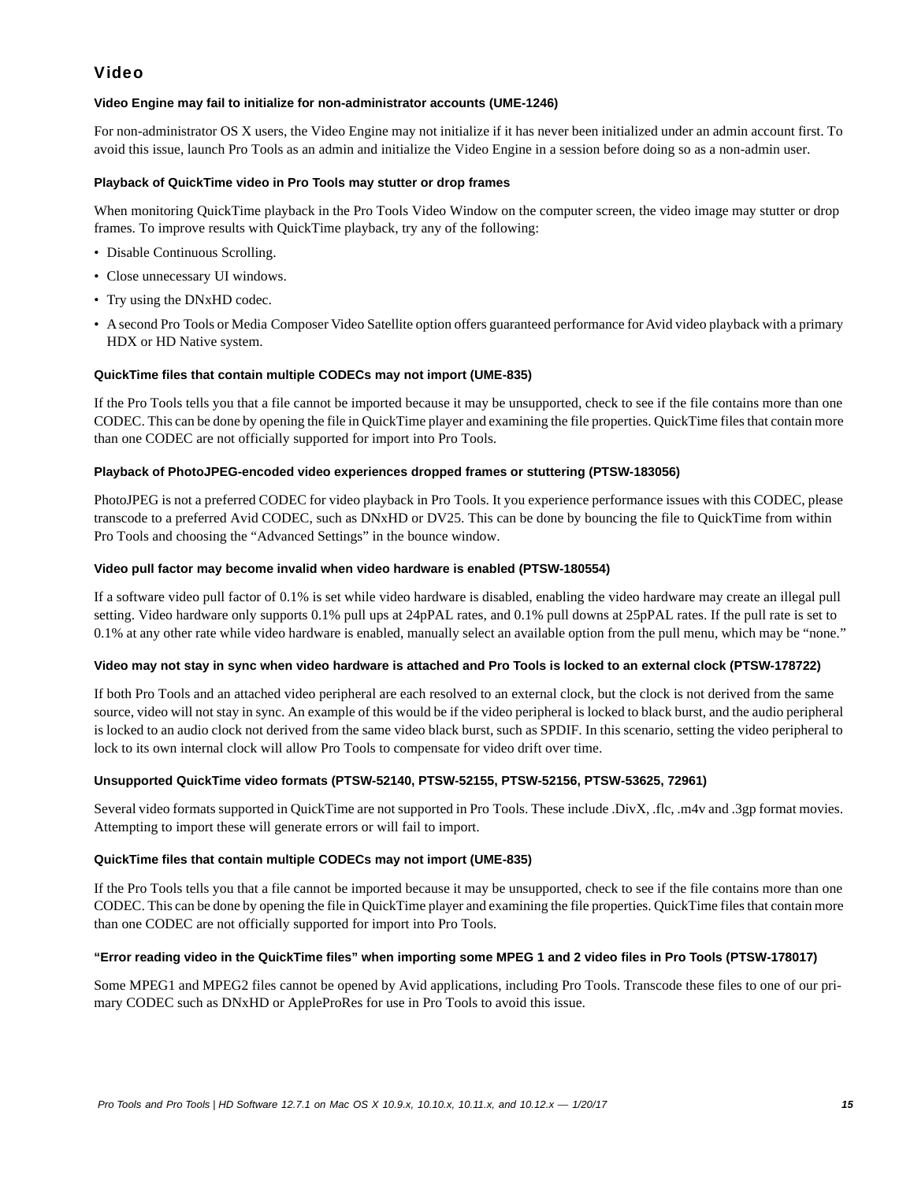## Video

#### Video Engine may fail to initialize for non-administrator accounts (UME-1246)

For non-administrator OS X users, the Video Engine may not initialize if it has never been initialized under an admin account first. To avoid this issue, launch Pro Tools as an admin and initialize the Video Engine in a session before doing so as a non-admin user.

#### Playback of QuickTime video in Pro Tools may stutter or drop frames

When monitoring QuickTime playback in the Pro Tools Video Window on the computer screen, the video image may stutter or drop frames. To improve results with QuickTime playback, try any of the following:

- Disable Continuous Scrolling.
- Close unnecessary UI windows.
- Try using the DNxHD codec.
- A second Pro Tools or Media Composer Video Satellite option offers guaranteed performance for Avid video playback with a primary HDX or HD Native system.

#### QuickTime files that contain multiple CODECs may not import (UME-835)

If the Pro Tools tells you that a file cannot be imported because it may be unsupported, check to see if the file contains more than one CODEC. This can be done by opening the file in QuickTime player and examining the file properties. QuickTime files that contain more than one CODEC are not officially supported for import into Pro Tools.

#### Playback of PhotoJPEG-encoded video experiences dropped frames or stuttering (PTSW-183056)

PhotoJPEG is not a preferred CODEC for video playback in Pro Tools. It you experience performance issues with this CODEC, please transcode to a preferred Avid CODEC, such as DNxHD or DV25. This can be done by bouncing the file to QuickTime from within Pro Tools and choosing the “Advanced Settings” in the bounce window.

#### Video pull factor may become invalid when video hardware is enabled (PTSW-180554)

If a software video pull factor of 0.1% is set while video hardware is disabled, enabling the video hardware may create an illegal pull setting. Video hardware only supports 0.1% pull ups at 24pPAL rates, and 0.1% pull downs at 25pPAL rates. If the pull rate is set to 0.1% at any other rate while video hardware is enabled, manually select an available option from the pull menu, which may be “none.”

#### Video may not stay in sync when video hardware is attached and Pro Tools is locked to an external clock (PTSW-178722)

If both Pro Tools and an attached video peripheral are each resolved to an external clock, but the clock is not derived from the same source, video will not stay in sync. An example of this would be if the video peripheral is locked to black burst, and the audio peripheral is locked to an audio clock not derived from the same video black burst, such as SPDIF. In this scenario, setting the video peripheral to lock to its own internal clock will allow Pro Tools to compensate for video drift over time.

#### Unsupported QuickTime video formats (PTSW-52140, PTSW-52155, PTSW-52156, PTSW-53625, 72961)

Several video formats supported in QuickTime are not supported in Pro Tools. These include .DivX, .flc, .m4v and .3gp format movies. Attempting to import these will generate errors or will fail to import.

#### QuickTime files that contain multiple CODECs may not import (UME-835)

If the Pro Tools tells you that a file cannot be imported because it may be unsupported, check to see if the file contains more than one CODEC. This can be done by opening the file in QuickTime player and examining the file properties. QuickTime files that contain more than one CODEC are not officially supported for import into Pro Tools.

#### “Error reading video in the QuickTime files” when importing some MPEG 1 and 2 video files in Pro Tools (PTSW-178017)

Some MPEG1 and MPEG2 files cannot be opened by Avid applications, including Pro Tools. Transcode these files to one of our primary CODEC such as DNxHD or AppleProRes for use in Pro Tools to avoid this issue.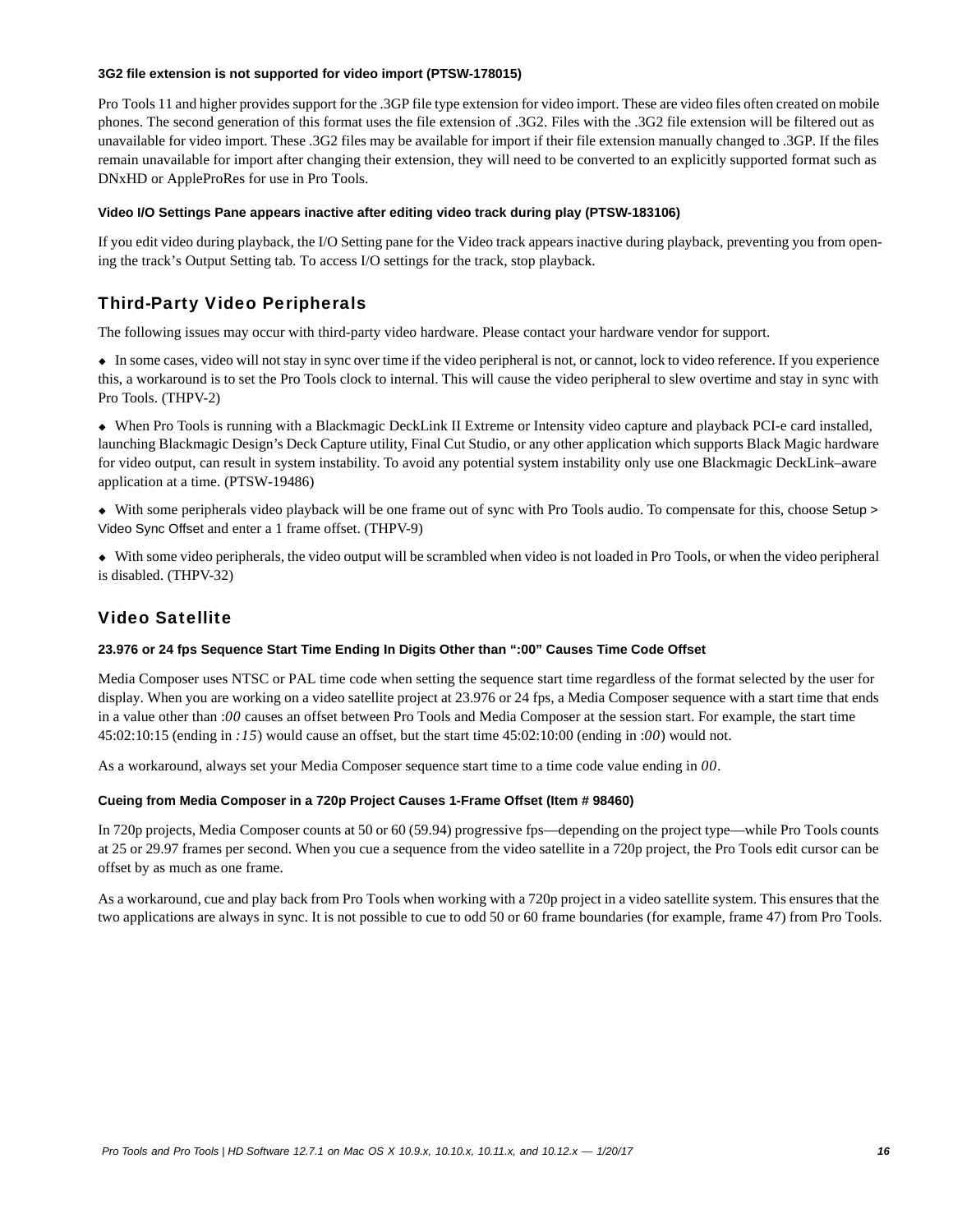#### 3G2 file extension is not supported for video import (PTSW-178015)

Pro Tools 11 and higher provides support for the .3GP file type extension for video import. These are video files often created on mobile phones. The second generation of this format uses the file extension of .3G2. Files with the .3G2 file extension will be filtered out as unavailable for video import. These .3G2 files may be available for import if their file extension manually changed to .3GP. If the files remain unavailable for import after changing their extension, they will need to be converted to an explicitly supported format such as DNxHD or AppleProRes for use in Pro Tools.

#### Video I/O Settings Pane appears inactive after editing video track during play (PTSW-183106)

If you edit video during playback, the I/O Setting pane for the Video track appears inactive during playback, preventing you from opening the track's Output Setting tab. To access I/O settings for the track, stop playback.

## Third-Party Video Peripherals

The following issues may occur with third-party video hardware. Please contact your hardware vendor for support.

- In some cases, video will not stay in sync over time if the video peripheral is not, or cannot, lock to video reference. If you experience this, a workaround is to set the Pro Tools clock to internal. This will cause the video peripheral to slew overtime and stay in sync with Pro Tools. (THPV-2)
- When Pro Tools is running with a Blackmagic DeckLink II Extreme or Intensity video capture and playback PCI-e card installed, launching Blackmagic Design's Deck Capture utility, Final Cut Studio, or any other application which supports Black Magic hardware for video output, can result in system instability. To avoid any potential system instability only use one Blackmagic DeckLink–aware application at a time. (PTSW-19486)
- With some peripherals video playback will be one frame out of sync with Pro Tools audio. To compensate for this, choose Setup > Video Sync Offset and enter a 1 frame offset. (THPV-9)
- With some video peripherals, the video output will be scrambled when video is not loaded in Pro Tools, or when the video peripheral is disabled. (THPV-32)

## Video Satellite

#### 23.976 or 24 fps Sequence Start Time Ending In Digits Other than ":00" Causes Time Code Offset

Media Composer uses NTSC or PAL time code when setting the sequence start time regardless of the format selected by the user for display. When you are working on a video satellite project at 23.976 or 24 fps, a Media Composer sequence with a start time that ends in a value other than *:00* causes an offset between Pro Tools and Media Composer at the session start. For example, the start time 45:02:10:15 (ending in *:15*) would cause an offset, but the start time 45:02:10:00 (ending in *:00*) would not.

As a workaround, always set your Media Composer sequence start time to a time code value ending in *00*.

#### Cueing from Media Composer in a 720p Project Causes 1-Frame Offset (Item # 98460)

In 720p projects, Media Composer counts at 50 or 60 (59.94) progressive fps—depending on the project type—while Pro Tools counts at 25 or 29.97 frames per second. When you cue a sequence from the video satellite in a 720p project, the Pro Tools edit cursor can be offset by as much as one frame.

As a workaround, cue and play back from Pro Tools when working with a 720p project in a video satellite system. This ensures that the two applications are always in sync. It is not possible to cue to odd 50 or 60 frame boundaries (for example, frame 47) from Pro Tools.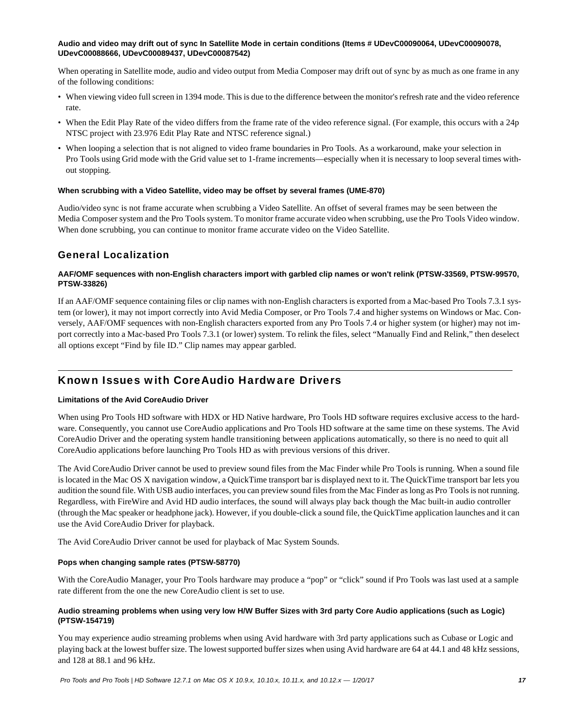**Audio and video may drift out of sync In Satellite Mode in certain conditions (Items # UDevC00090064, UDevC00090078, UDevC00088666, UDevC00089437, UDevC00087542)**

When operating in Satellite mode, audio and video output from Media Composer may drift out of sync by as much as one frame in any of the following conditions:

- When viewing video full screen in 1394 mode. This is due to the difference between the monitor's refresh rate and the video reference rate.
- When the Edit Play Rate of the video differs from the frame rate of the video reference signal. (For example, this occurs with a 24p NTSC project with 23.976 Edit Play Rate and NTSC reference signal.)
- When looping a selection that is not aligned to video frame boundaries in Pro Tools. As a workaround, make your selection in Pro Tools using Grid mode with the Grid value set to 1-frame increments—especially when it is necessary to loop several times without stopping.

**When scrubbing with a Video Satellite, video may be offset by several frames (UME-870)**

Audio/video sync is not frame accurate when scrubbing a Video Satellite. An offset of several frames may be seen between the Media Composer system and the Pro Tools system. To monitor frame accurate video when scrubbing, use the Pro Tools Video window. When done scrubbing, you can continue to monitor frame accurate video on the Video Satellite.

## General Localization

**AAF/OMF sequences with non-English characters import with garbled clip names or won't relink (PTSW-33569, PTSW-99570, PTSW-33826)**

If an AAF/OMF sequence containing files or clip names with non-English characters is exported from a Mac-based Pro Tools 7.3.1 system (or lower), it may not import correctly into Avid Media Composer, or Pro Tools 7.4 and higher systems on Windows or Mac. Conversely, AAF/OMF sequences with non-English characters exported from any Pro Tools 7.4 or higher system (or higher) may not import correctly into a Mac-based Pro Tools 7.3.1 (or lower) system. To relink the files, select “Manually Find and Relink,” then deselect all options except “Find by file ID.” Clip names may appear garbled.

# Known Issues with CoreAudio Hardware Drivers

**Limitations of the Avid CoreAudio Driver**

When using Pro Tools HD software with HDX or HD Native hardware, Pro Tools HD software requires exclusive access to the hardware. Consequently, you cannot use CoreAudio applications and Pro Tools HD software at the same time on these systems. The Avid CoreAudio Driver and the operating system handle transitioning between applications automatically, so there is no need to quit all CoreAudio applications before launching Pro Tools HD as with previous versions of this driver.

The Avid CoreAudio Driver cannot be used to preview sound files from the Mac Finder while Pro Tools is running. When a sound file is located in the Mac OS X navigation window, a QuickTime transport bar is displayed next to it. The QuickTime transport bar lets you audition the sound file. With USB audio interfaces, you can preview sound files from the Mac Finder as long as Pro Tools is not running. Regardless, with FireWire and Avid HD audio interfaces, the sound will always play back though the Mac built-in audio controller (through the Mac speaker or headphone jack). However, if you double-click a sound file, the QuickTime application launches and it can use the Avid CoreAudio Driver for playback.

The Avid CoreAudio Driver cannot be used for playback of Mac System Sounds.

**Pops when changing sample rates (PTSW-58770)**

With the CoreAudio Manager, your Pro Tools hardware may produce a “pop” or “click” sound if Pro Tools was last used at a sample rate different from the one the new CoreAudio client is set to use.

**Audio streaming problems when using very low H/W Buffer Sizes with 3rd party Core Audio applications (such as Logic) (PTSW-154719)**

You may experience audio streaming problems when using Avid hardware with 3rd party applications such as Cubase or Logic and playing back at the lowest buffer size. The lowest supported buffer sizes when using Avid hardware are 64 at 44.1 and 48 kHz sessions, and 128 at 88.1 and 96 kHz.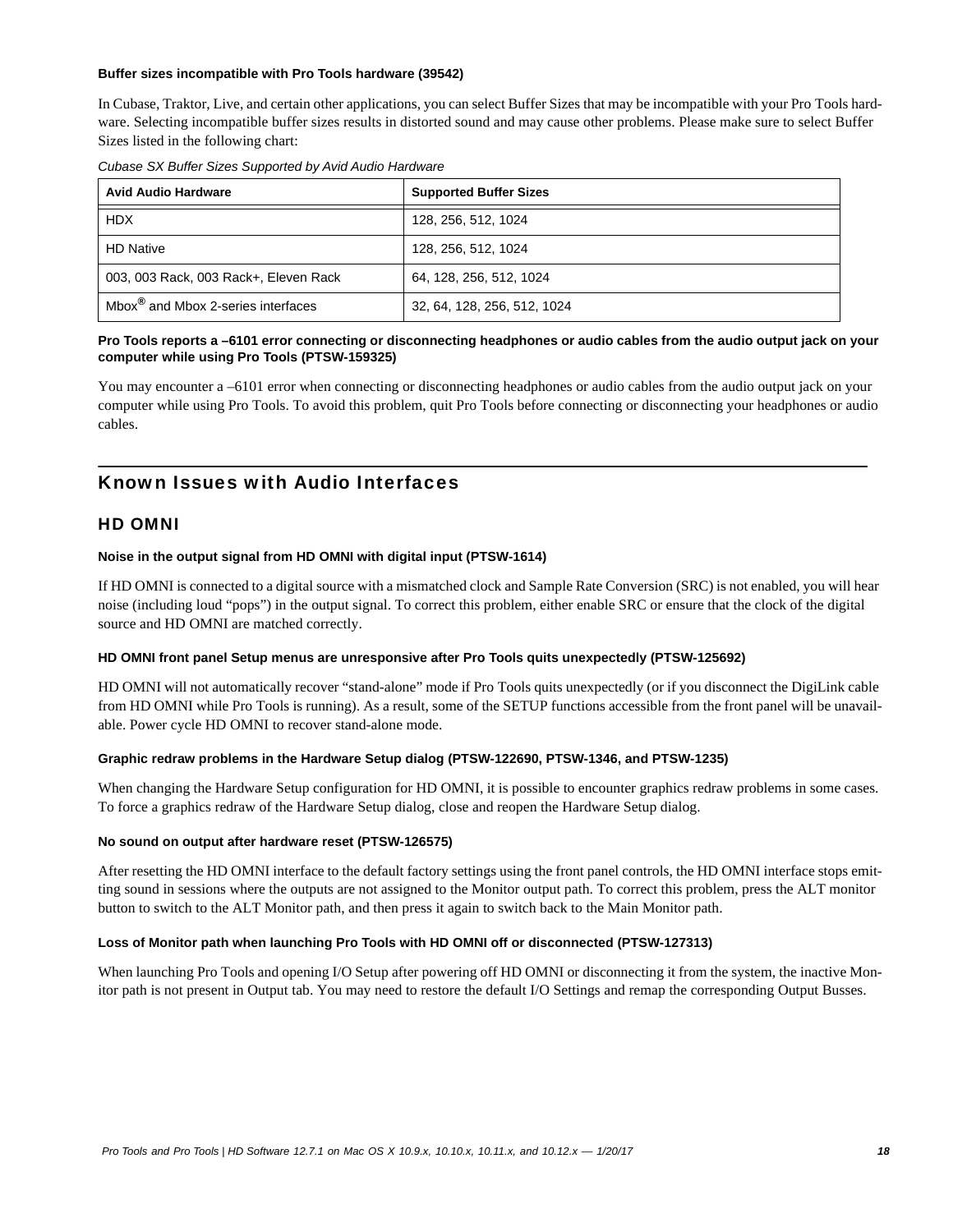**Buffer sizes incompatible with Pro Tools hardware (39542)**

In Cubase, Traktor, Live, and certain other applications, you can select Buffer Sizes that may be incompatible with your Pro Tools hardware. Selecting incompatible buffer sizes results in distorted sound and may cause other problems. Please make sure to select Buffer Sizes listed in the following chart:

*Cubase SX Buffer Sizes Supported by Avid Audio Hardware*

| Avid Audio Hardware | Supported Buffer Sizes |
|---|---|
| HDX | 128, 256, 512, 1024 |
| HD Native | 128, 256, 512, 1024 |
| 003, 003 Rack, 003 Rack+, Eleven Rack | 64, 128, 256, 512, 1024 |
| Mbox® and Mbox 2-series interfaces | 32, 64, 128, 256, 512, 1024 |

**Pro Tools reports a –6101 error connecting or disconnecting headphones or audio cables from the audio output jack on your computer while using Pro Tools (PTSW-159325)**

You may encounter a –6101 error when connecting or disconnecting headphones or audio cables from the audio output jack on your computer while using Pro Tools. To avoid this problem, quit Pro Tools before connecting or disconnecting your headphones or audio cables.

## Known Issues with Audio Interfaces

### HD OMNI

**Noise in the output signal from HD OMNI with digital input (PTSW-1614)**

If HD OMNI is connected to a digital source with a mismatched clock and Sample Rate Conversion (SRC) is not enabled, you will hear noise (including loud “pops”) in the output signal. To correct this problem, either enable SRC or ensure that the clock of the digital source and HD OMNI are matched correctly.

**HD OMNI front panel Setup menus are unresponsive after Pro Tools quits unexpectedly (PTSW-125692)**

HD OMNI will not automatically recover “stand-alone” mode if Pro Tools quits unexpectedly (or if you disconnect the DigiLink cable from HD OMNI while Pro Tools is running). As a result, some of the SETUP functions accessible from the front panel will be unavailable. Power cycle HD OMNI to recover stand-alone mode.

**Graphic redraw problems in the Hardware Setup dialog (PTSW-122690, PTSW-1346, and PTSW-1235)**

When changing the Hardware Setup configuration for HD OMNI, it is possible to encounter graphics redraw problems in some cases. To force a graphics redraw of the Hardware Setup dialog, close and reopen the Hardware Setup dialog.

**No sound on output after hardware reset (PTSW-126575)**

After resetting the HD OMNI interface to the default factory settings using the front panel controls, the HD OMNI interface stops emitting sound in sessions where the outputs are not assigned to the Monitor output path. To correct this problem, press the ALT monitor button to switch to the ALT Monitor path, and then press it again to switch back to the Main Monitor path.

**Loss of Monitor path when launching Pro Tools with HD OMNI off or disconnected (PTSW-127313)**

When launching Pro Tools and opening I/O Setup after powering off HD OMNI or disconnecting it from the system, the inactive Monitor path is not present in Output tab. You may need to restore the default I/O Settings and remap the corresponding Output Busses.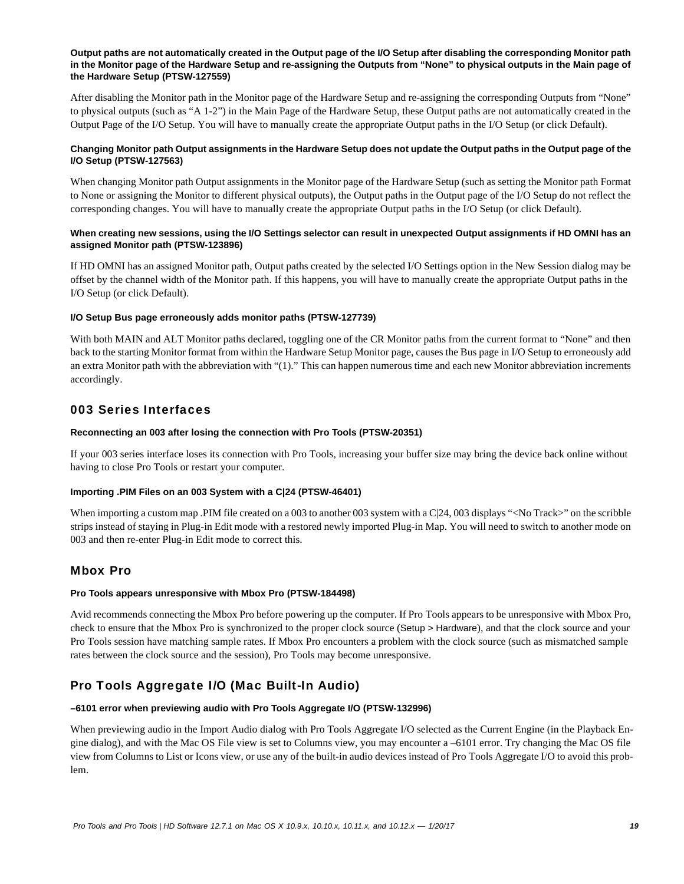**Output paths are not automatically created in the Output page of the I/O Setup after disabling the corresponding Monitor path in the Monitor page of the Hardware Setup and re-assigning the Outputs from "None" to physical outputs in the Main page of the Hardware Setup (PTSW-127559)**

After disabling the Monitor path in the Monitor page of the Hardware Setup and re-assigning the corresponding Outputs from "None" to physical outputs (such as "A 1-2") in the Main Page of the Hardware Setup, these Output paths are not automatically created in the Output Page of the I/O Setup. You will have to manually create the appropriate Output paths in the I/O Setup (or click Default).

**Changing Monitor path Output assignments in the Hardware Setup does not update the Output paths in the Output page of the I/O Setup (PTSW-127563)**

When changing Monitor path Output assignments in the Monitor page of the Hardware Setup (such as setting the Monitor path Format to None or assigning the Monitor to different physical outputs), the Output paths in the Output page of the I/O Setup do not reflect the corresponding changes. You will have to manually create the appropriate Output paths in the I/O Setup (or click Default).

**When creating new sessions, using the I/O Settings selector can result in unexpected Output assignments if HD OMNI has an assigned Monitor path (PTSW-123896)**

If HD OMNI has an assigned Monitor path, Output paths created by the selected I/O Settings option in the New Session dialog may be offset by the channel width of the Monitor path. If this happens, you will have to manually create the appropriate Output paths in the I/O Setup (or click Default).

**I/O Setup Bus page erroneously adds monitor paths (PTSW-127739)**

With both MAIN and ALT Monitor paths declared, toggling one of the CR Monitor paths from the current format to "None" and then back to the starting Monitor format from within the Hardware Setup Monitor page, causes the Bus page in I/O Setup to erroneously add an extra Monitor path with the abbreviation with "(1)." This can happen numerous time and each new Monitor abbreviation increments accordingly.

## 003 Series Interfaces

**Reconnecting an 003 after losing the connection with Pro Tools (PTSW-20351)**

If your 003 series interface loses its connection with Pro Tools, increasing your buffer size may bring the device back online without having to close Pro Tools or restart your computer.

**Importing .PIM Files on an 003 System with a C|24 (PTSW-46401)**

When importing a custom map .PIM file created on a 003 to another 003 system with a C|24, 003 displays "<No Track>" on the scribble strips instead of staying in Plug-in Edit mode with a restored newly imported Plug-in Map. You will need to switch to another mode on 003 and then re-enter Plug-in Edit mode to correct this.

## Mbox Pro

**Pro Tools appears unresponsive with Mbox Pro (PTSW-184498)**

Avid recommends connecting the Mbox Pro before powering up the computer. If Pro Tools appears to be unresponsive with Mbox Pro, check to ensure that the Mbox Pro is synchronized to the proper clock source (Setup > Hardware), and that the clock source and your Pro Tools session have matching sample rates. If Mbox Pro encounters a problem with the clock source (such as mismatched sample rates between the clock source and the session), Pro Tools may become unresponsive.

## Pro Tools Aggregate I/O (Mac Built-In Audio)

**–6101 error when previewing audio with Pro Tools Aggregate I/O (PTSW-132996)**

When previewing audio in the Import Audio dialog with Pro Tools Aggregate I/O selected as the Current Engine (in the Playback Engine dialog), and with the Mac OS File view is set to Columns view, you may encounter a –6101 error. Try changing the Mac OS file view from Columns to List or Icons view, or use any of the built-in audio devices instead of Pro Tools Aggregate I/O to avoid this problem.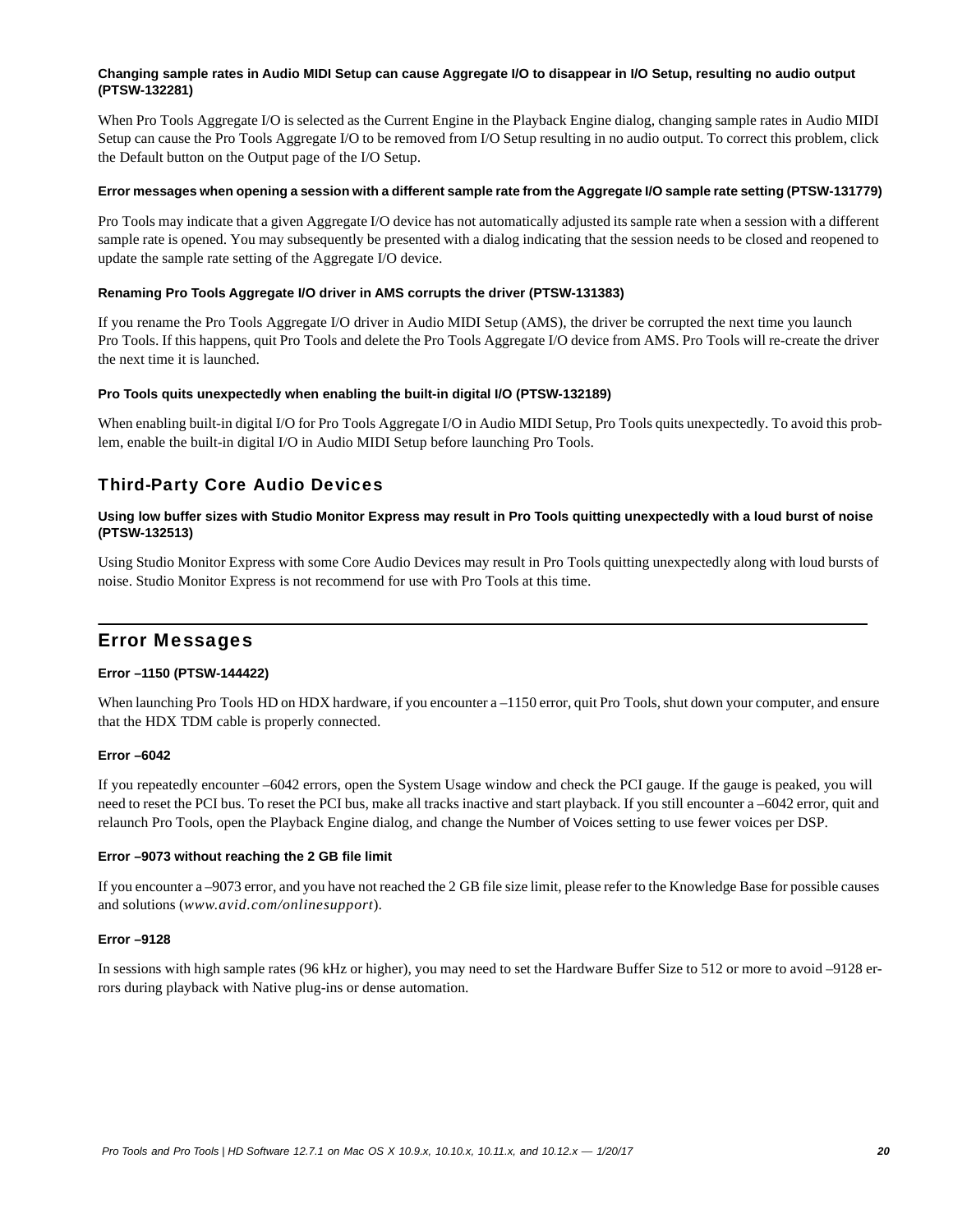#### Changing sample rates in Audio MIDI Setup can cause Aggregate I/O to disappear in I/O Setup, resulting no audio output (PTSW-132281)

When Pro Tools Aggregate I/O is selected as the Current Engine in the Playback Engine dialog, changing sample rates in Audio MIDI Setup can cause the Pro Tools Aggregate I/O to be removed from I/O Setup resulting in no audio output. To correct this problem, click the Default button on the Output page of the I/O Setup.

#### Error messages when opening a session with a different sample rate from the Aggregate I/O sample rate setting (PTSW-131779)

Pro Tools may indicate that a given Aggregate I/O device has not automatically adjusted its sample rate when a session with a different sample rate is opened. You may subsequently be presented with a dialog indicating that the session needs to be closed and reopened to update the sample rate setting of the Aggregate I/O device.

#### Renaming Pro Tools Aggregate I/O driver in AMS corrupts the driver (PTSW-131383)

If you rename the Pro Tools Aggregate I/O driver in Audio MIDI Setup (AMS), the driver be corrupted the next time you launch Pro Tools. If this happens, quit Pro Tools and delete the Pro Tools Aggregate I/O device from AMS. Pro Tools will re-create the driver the next time it is launched.

#### Pro Tools quits unexpectedly when enabling the built-in digital I/O (PTSW-132189)

When enabling built-in digital I/O for Pro Tools Aggregate I/O in Audio MIDI Setup, Pro Tools quits unexpectedly. To avoid this problem, enable the built-in digital I/O in Audio MIDI Setup before launching Pro Tools.

### Third-Party Core Audio Devices

#### Using low buffer sizes with Studio Monitor Express may result in Pro Tools quitting unexpectedly with a loud burst of noise (PTSW-132513)

Using Studio Monitor Express with some Core Audio Devices may result in Pro Tools quitting unexpectedly along with loud bursts of noise. Studio Monitor Express is not recommend for use with Pro Tools at this time.

## Error Messages

#### Error –1150 (PTSW-144422)

When launching Pro Tools HD on HDX hardware, if you encounter a –1150 error, quit Pro Tools, shut down your computer, and ensure that the HDX TDM cable is properly connected.

#### Error –6042

If you repeatedly encounter –6042 errors, open the System Usage window and check the PCI gauge. If the gauge is peaked, you will need to reset the PCI bus. To reset the PCI bus, make all tracks inactive and start playback. If you still encounter a –6042 error, quit and relaunch Pro Tools, open the Playback Engine dialog, and change the Number of Voices setting to use fewer voices per DSP.

#### Error –9073 without reaching the 2 GB file limit

If you encounter a –9073 error, and you have not reached the 2 GB file size limit, please refer to the Knowledge Base for possible causes and solutions (*www.avid.com/onlinesupport*).

#### Error –9128

In sessions with high sample rates (96 kHz or higher), you may need to set the Hardware Buffer Size to 512 or more to avoid –9128 errors during playback with Native plug-ins or dense automation.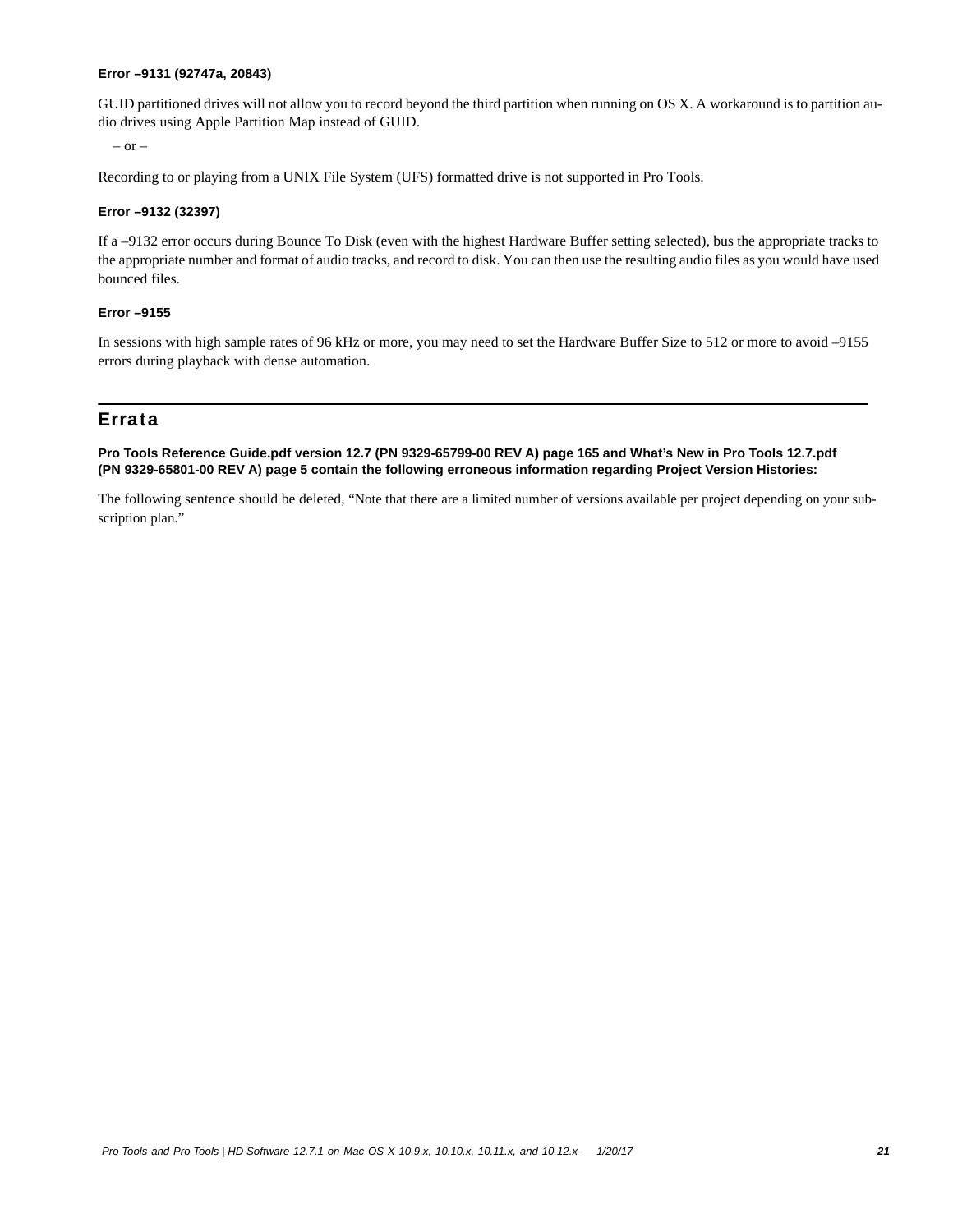#### Error –9131 (92747a, 20843)

GUID partitioned drives will not allow you to record beyond the third partition when running on OS X. A workaround is to partition audio drives using Apple Partition Map instead of GUID.

– or –

Recording to or playing from a UNIX File System (UFS) formatted drive is not supported in Pro Tools.

#### Error –9132 (32397)

If a –9132 error occurs during Bounce To Disk (even with the highest Hardware Buffer setting selected), bus the appropriate tracks to the appropriate number and format of audio tracks, and record to disk. You can then use the resulting audio files as you would have used bounced files.

#### Error –9155

In sessions with high sample rates of 96 kHz or more, you may need to set the Hardware Buffer Size to 512 or more to avoid –9155 errors during playback with dense automation.

## Errata

**Pro Tools Reference Guide.pdf version 12.7 (PN 9329-65799-00 REV A) page 165 and What's New in Pro Tools 12.7.pdf (PN 9329-65801-00 REV A) page 5 contain the following erroneous information regarding Project Version Histories:**

The following sentence should be deleted, "Note that there are a limited number of versions available per project depending on your subscription plan."